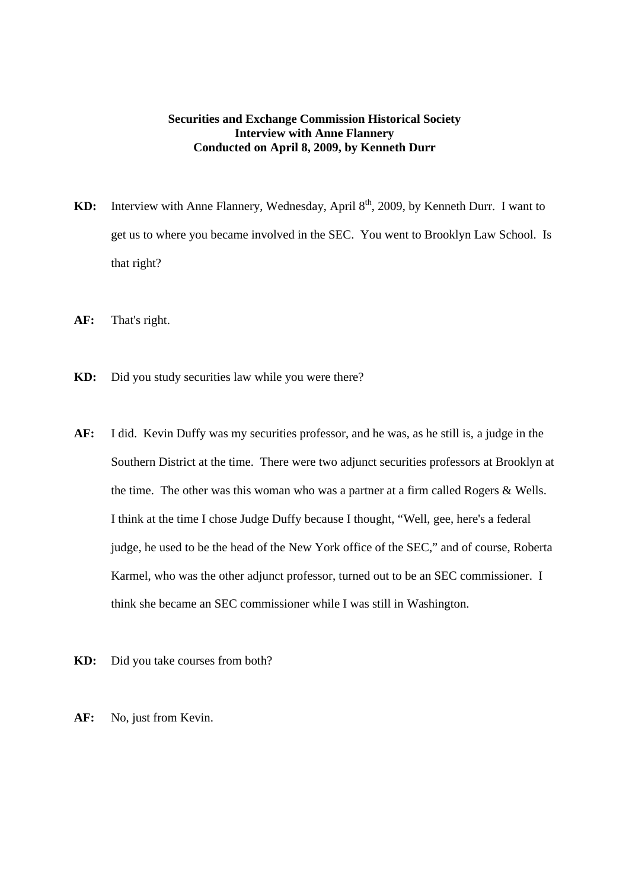**Securities and Exchange Commission Historical Society**
**Interview with Anne Flannery**
**Conducted on April 8, 2009, by Kenneth Durr**

**KD:** Interview with Anne Flannery, Wednesday, April 8th, 2009, by Kenneth Durr. I want to get us to where you became involved in the SEC. You went to Brooklyn Law School. Is that right?

**AF:** That's right.

**KD:** Did you study securities law while you were there?

**AF:** I did. Kevin Duffy was my securities professor, and he was, as he still is, a judge in the Southern District at the time. There were two adjunct securities professors at Brooklyn at the time. The other was this woman who was a partner at a firm called Rogers & Wells. I think at the time I chose Judge Duffy because I thought, "Well, gee, here's a federal judge, he used to be the head of the New York office of the SEC," and of course, Roberta Karmel, who was the other adjunct professor, turned out to be an SEC commissioner. I think she became an SEC commissioner while I was still in Washington.

**KD:** Did you take courses from both?

**AF:** No, just from Kevin.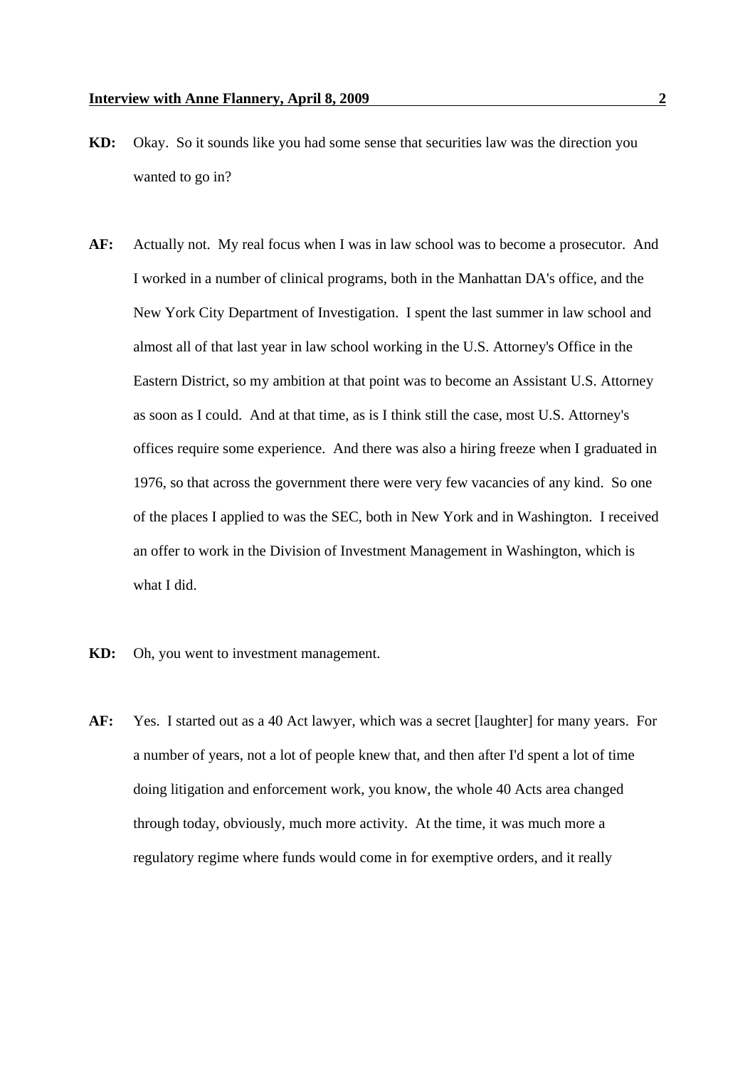**KD:** Okay. So it sounds like you had some sense that securities law was the direction you wanted to go in?

**AF:** Actually not. My real focus when I was in law school was to become a prosecutor. And I worked in a number of clinical programs, both in the Manhattan DA's office, and the New York City Department of Investigation. I spent the last summer in law school and almost all of that last year in law school working in the U.S. Attorney's Office in the Eastern District, so my ambition at that point was to become an Assistant U.S. Attorney as soon as I could. And at that time, as is I think still the case, most U.S. Attorney's offices require some experience. And there was also a hiring freeze when I graduated in 1976, so that across the government there were very few vacancies of any kind. So one of the places I applied to was the SEC, both in New York and in Washington. I received an offer to work in the Division of Investment Management in Washington, which is what I did.

**KD:** Oh, you went to investment management.

**AF:** Yes. I started out as a 40 Act lawyer, which was a secret [laughter] for many years. For a number of years, not a lot of people knew that, and then after I'd spent a lot of time doing litigation and enforcement work, you know, the whole 40 Acts area changed through today, obviously, much more activity. At the time, it was much more a regulatory regime where funds would come in for exemptive orders, and it really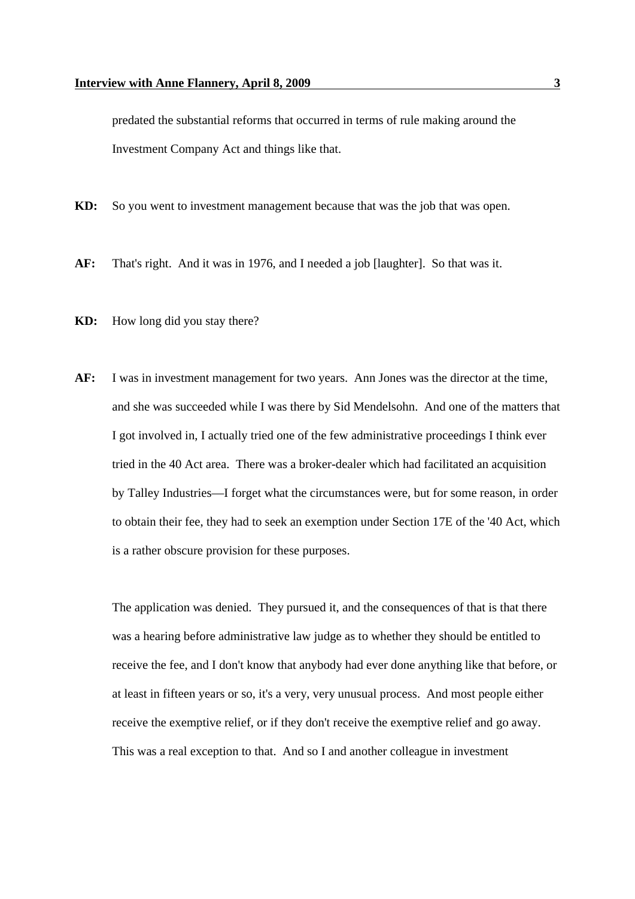predated the substantial reforms that occurred in terms of rule making around the Investment Company Act and things like that.

**KD:** So you went to investment management because that was the job that was open.

**AF:** That's right. And it was in 1976, and I needed a job [laughter]. So that was it.

**KD:** How long did you stay there?

**AF:** I was in investment management for two years. Ann Jones was the director at the time, and she was succeeded while I was there by Sid Mendelsohn. And one of the matters that I got involved in, I actually tried one of the few administrative proceedings I think ever tried in the 40 Act area. There was a broker-dealer which had facilitated an acquisition by Talley Industries—I forget what the circumstances were, but for some reason, in order to obtain their fee, they had to seek an exemption under Section 17E of the '40 Act, which is a rather obscure provision for these purposes.

The application was denied. They pursued it, and the consequences of that is that there was a hearing before administrative law judge as to whether they should be entitled to receive the fee, and I don't know that anybody had ever done anything like that before, or at least in fifteen years or so, it's a very, very unusual process. And most people either receive the exemptive relief, or if they don't receive the exemptive relief and go away. This was a real exception to that. And so I and another colleague in investment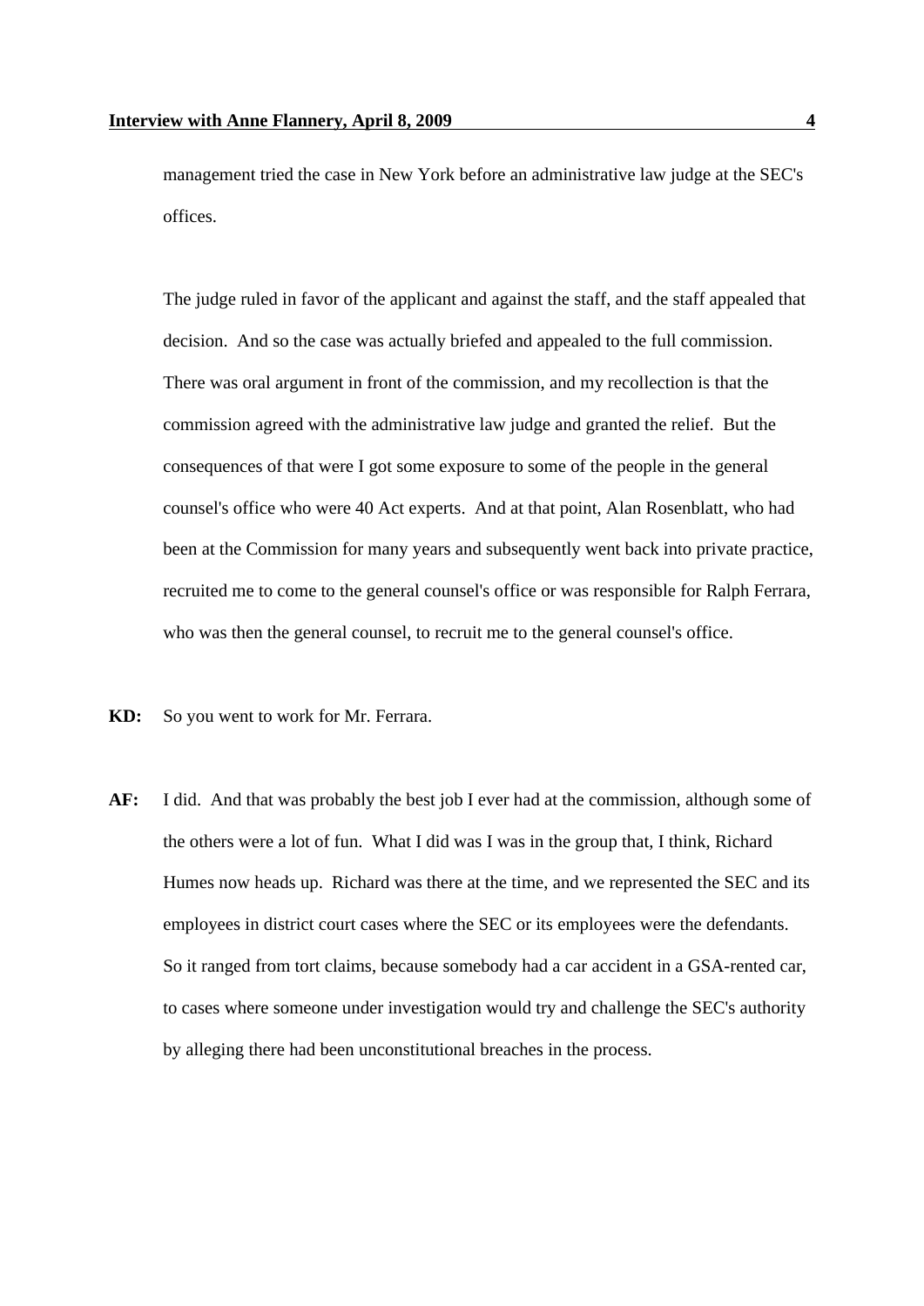management tried the case in New York before an administrative law judge at the SEC's offices.

The judge ruled in favor of the applicant and against the staff, and the staff appealed that decision. And so the case was actually briefed and appealed to the full commission. There was oral argument in front of the commission, and my recollection is that the commission agreed with the administrative law judge and granted the relief. But the consequences of that were I got some exposure to some of the people in the general counsel's office who were 40 Act experts. And at that point, Alan Rosenblatt, who had been at the Commission for many years and subsequently went back into private practice, recruited me to come to the general counsel's office or was responsible for Ralph Ferrara, who was then the general counsel, to recruit me to the general counsel's office.

**KD:** So you went to work for Mr. Ferrara.

**AF:** I did. And that was probably the best job I ever had at the commission, although some of the others were a lot of fun. What I did was I was in the group that, I think, Richard Humes now heads up. Richard was there at the time, and we represented the SEC and its employees in district court cases where the SEC or its employees were the defendants. So it ranged from tort claims, because somebody had a car accident in a GSA-rented car, to cases where someone under investigation would try and challenge the SEC's authority by alleging there had been unconstitutional breaches in the process.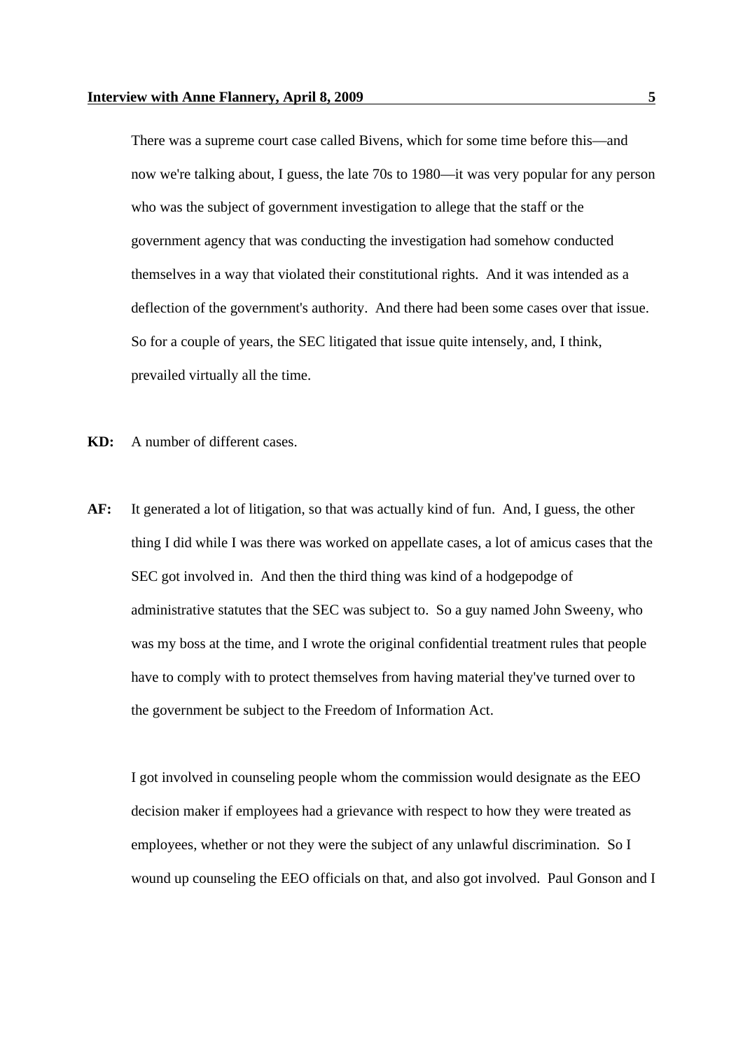There was a supreme court case called Bivens, which for some time before this—and now we're talking about, I guess, the late 70s to 1980—it was very popular for any person who was the subject of government investigation to allege that the staff or the government agency that was conducting the investigation had somehow conducted themselves in a way that violated their constitutional rights. And it was intended as a deflection of the government's authority. And there had been some cases over that issue. So for a couple of years, the SEC litigated that issue quite intensely, and, I think, prevailed virtually all the time.

**KD:** A number of different cases.

**AF:** It generated a lot of litigation, so that was actually kind of fun. And, I guess, the other thing I did while I was there was worked on appellate cases, a lot of amicus cases that the SEC got involved in. And then the third thing was kind of a hodgepodge of administrative statutes that the SEC was subject to. So a guy named John Sweeny, who was my boss at the time, and I wrote the original confidential treatment rules that people have to comply with to protect themselves from having material they've turned over to the government be subject to the Freedom of Information Act.

I got involved in counseling people whom the commission would designate as the EEO decision maker if employees had a grievance with respect to how they were treated as employees, whether or not they were the subject of any unlawful discrimination. So I wound up counseling the EEO officials on that, and also got involved. Paul Gonson and I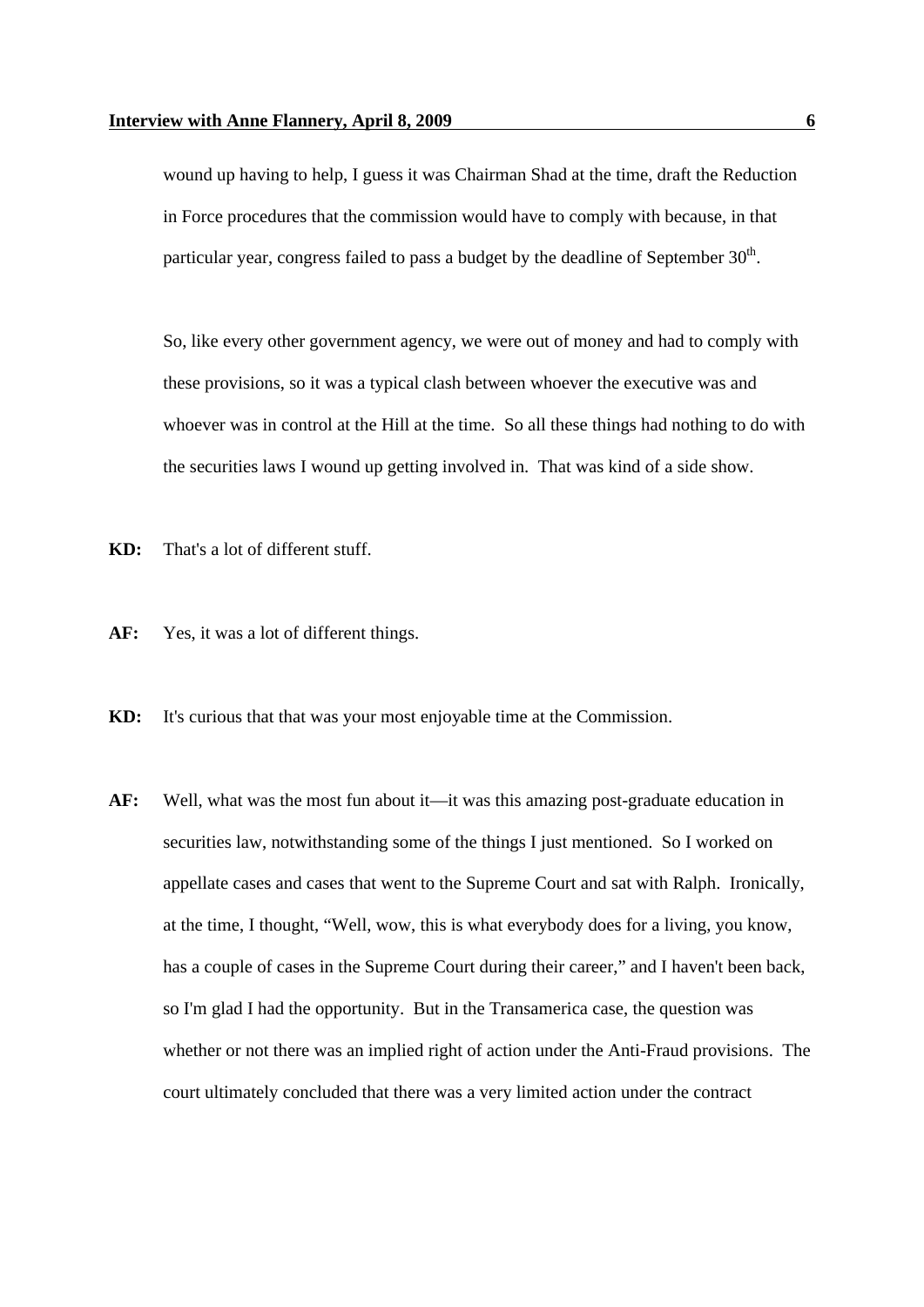wound up having to help, I guess it was Chairman Shad at the time, draft the Reduction in Force procedures that the commission would have to comply with because, in that particular year, congress failed to pass a budget by the deadline of September 30th.

So, like every other government agency, we were out of money and had to comply with these provisions, so it was a typical clash between whoever the executive was and whoever was in control at the Hill at the time. So all these things had nothing to do with the securities laws I wound up getting involved in. That was kind of a side show.

**KD:** That's a lot of different stuff.

**AF:** Yes, it was a lot of different things.

**KD:** It's curious that that was your most enjoyable time at the Commission.

**AF:** Well, what was the most fun about it—it was this amazing post-graduate education in securities law, notwithstanding some of the things I just mentioned. So I worked on appellate cases and cases that went to the Supreme Court and sat with Ralph. Ironically, at the time, I thought, "Well, wow, this is what everybody does for a living, you know, has a couple of cases in the Supreme Court during their career," and I haven't been back, so I'm glad I had the opportunity. But in the Transamerica case, the question was whether or not there was an implied right of action under the Anti-Fraud provisions. The court ultimately concluded that there was a very limited action under the contract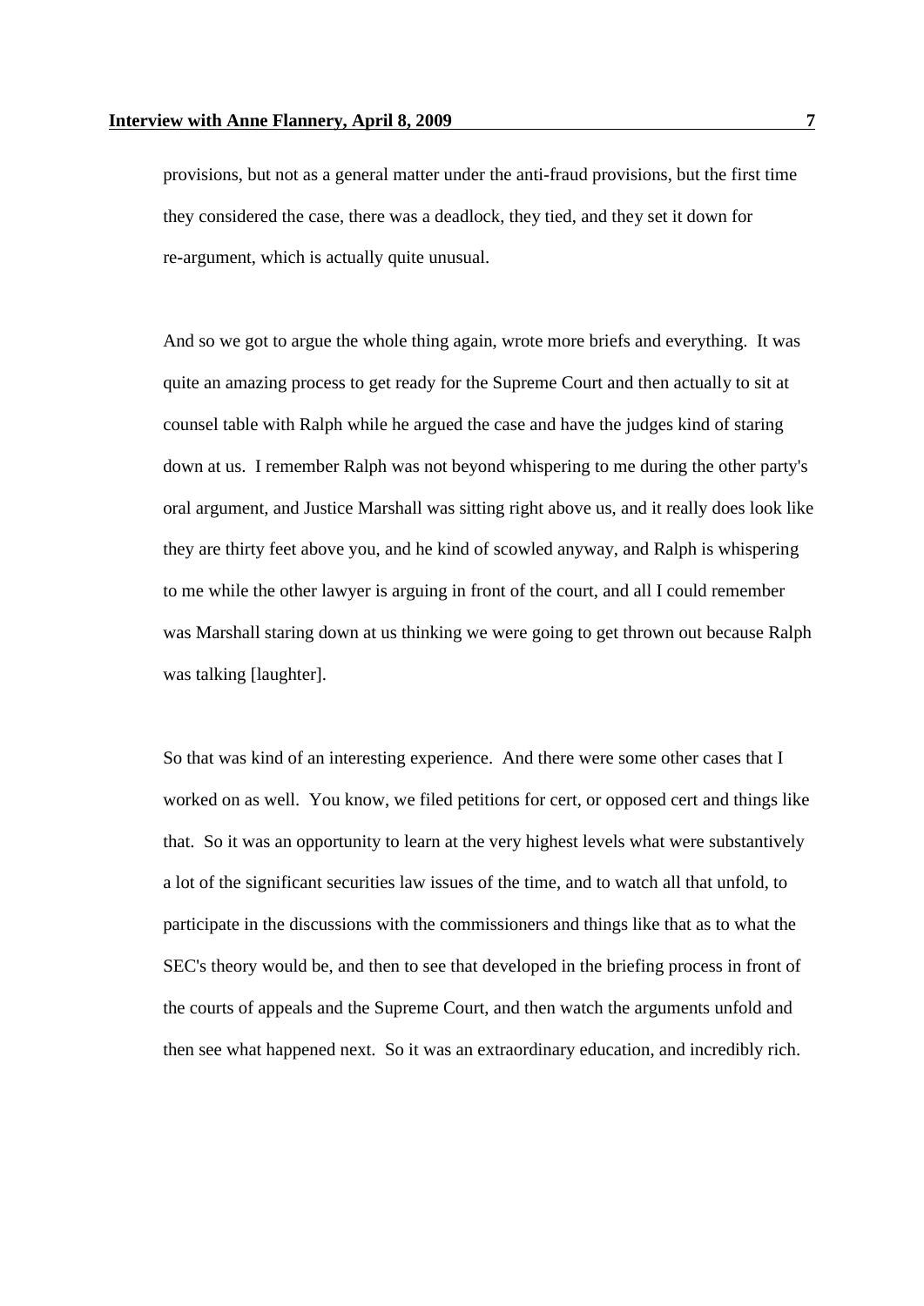provisions, but not as a general matter under the anti-fraud provisions, but the first time they considered the case, there was a deadlock, they tied, and they set it down for re-argument, which is actually quite unusual.

And so we got to argue the whole thing again, wrote more briefs and everything. It was quite an amazing process to get ready for the Supreme Court and then actually to sit at counsel table with Ralph while he argued the case and have the judges kind of staring down at us. I remember Ralph was not beyond whispering to me during the other party's oral argument, and Justice Marshall was sitting right above us, and it really does look like they are thirty feet above you, and he kind of scowled anyway, and Ralph is whispering to me while the other lawyer is arguing in front of the court, and all I could remember was Marshall staring down at us thinking we were going to get thrown out because Ralph was talking [laughter].

So that was kind of an interesting experience. And there were some other cases that I worked on as well. You know, we filed petitions for cert, or opposed cert and things like that. So it was an opportunity to learn at the very highest levels what were substantively a lot of the significant securities law issues of the time, and to watch all that unfold, to participate in the discussions with the commissioners and things like that as to what the SEC's theory would be, and then to see that developed in the briefing process in front of the courts of appeals and the Supreme Court, and then watch the arguments unfold and then see what happened next. So it was an extraordinary education, and incredibly rich.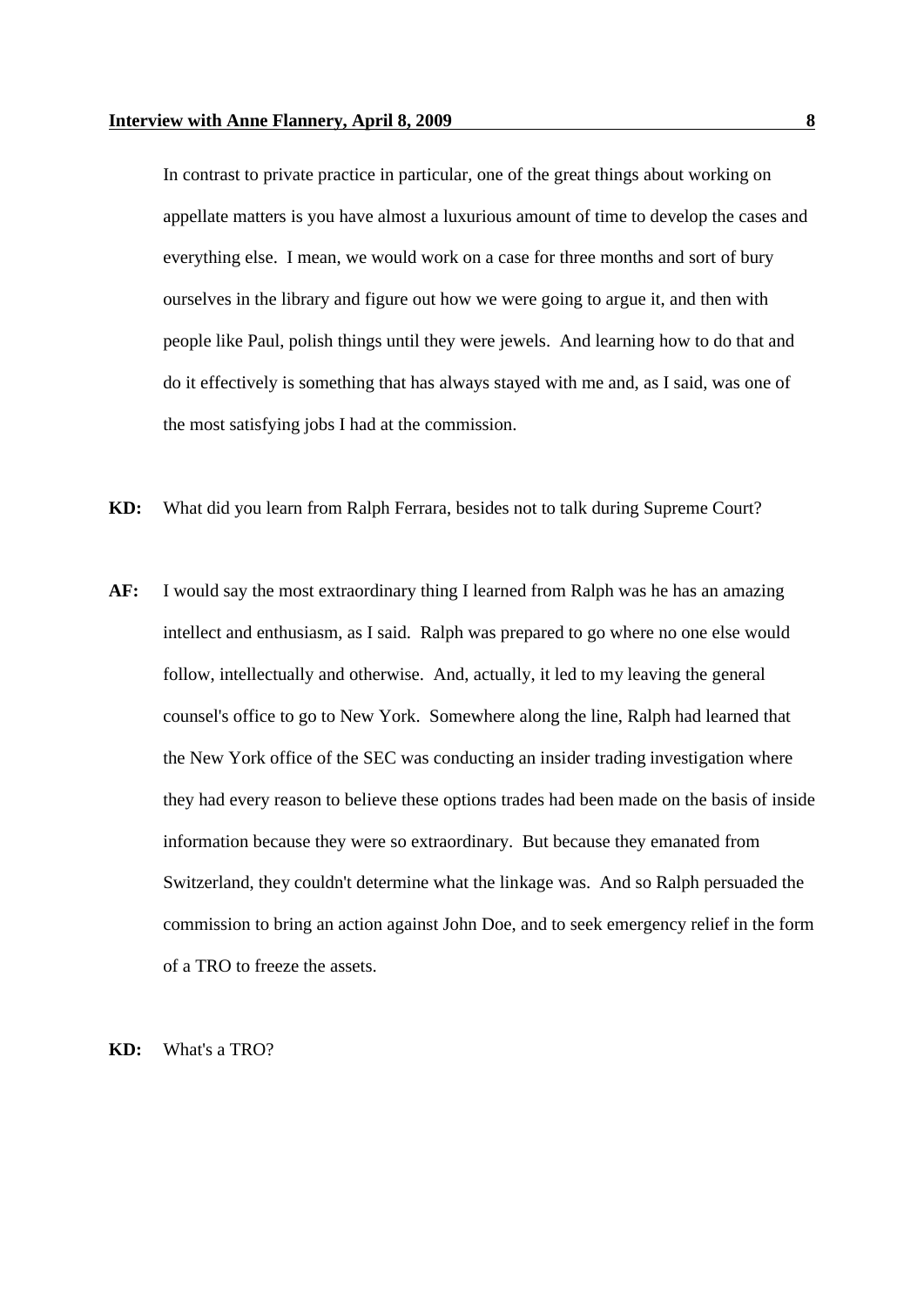In contrast to private practice in particular, one of the great things about working on appellate matters is you have almost a luxurious amount of time to develop the cases and everything else. I mean, we would work on a case for three months and sort of bury ourselves in the library and figure out how we were going to argue it, and then with people like Paul, polish things until they were jewels. And learning how to do that and do it effectively is something that has always stayed with me and, as I said, was one of the most satisfying jobs I had at the commission.

**KD:** What did you learn from Ralph Ferrara, besides not to talk during Supreme Court?

**AF:** I would say the most extraordinary thing I learned from Ralph was he has an amazing intellect and enthusiasm, as I said. Ralph was prepared to go where no one else would follow, intellectually and otherwise. And, actually, it led to my leaving the general counsel's office to go to New York. Somewhere along the line, Ralph had learned that the New York office of the SEC was conducting an insider trading investigation where they had every reason to believe these options trades had been made on the basis of inside information because they were so extraordinary. But because they emanated from Switzerland, they couldn't determine what the linkage was. And so Ralph persuaded the commission to bring an action against John Doe, and to seek emergency relief in the form of a TRO to freeze the assets.

**KD:** What's a TRO?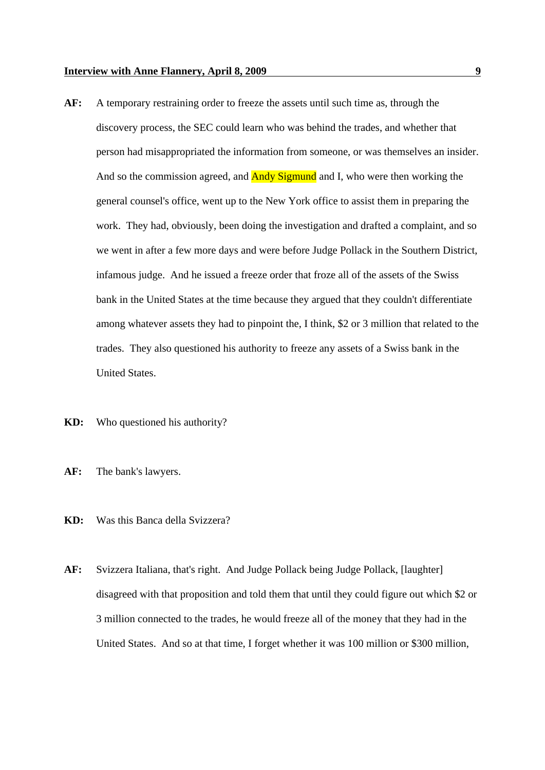**AF:** A temporary restraining order to freeze the assets until such time as, through the discovery process, the SEC could learn who was behind the trades, and whether that person had misappropriated the information from someone, or was themselves an insider. And so the commission agreed, and Andy Sigmund and I, who were then working the general counsel's office, went up to the New York office to assist them in preparing the work. They had, obviously, been doing the investigation and drafted a complaint, and so we went in after a few more days and were before Judge Pollack in the Southern District, infamous judge. And he issued a freeze order that froze all of the assets of the Swiss bank in the United States at the time because they argued that they couldn't differentiate among whatever assets they had to pinpoint the, I think, $2 or 3 million that related to the trades. They also questioned his authority to freeze any assets of a Swiss bank in the United States.

**KD:** Who questioned his authority?

**AF:** The bank's lawyers.

**KD:** Was this Banca della Svizzera?

**AF:** Svizzera Italiana, that's right. And Judge Pollack being Judge Pollack, [laughter] disagreed with that proposition and told them that until they could figure out which $2 or 3 million connected to the trades, he would freeze all of the money that they had in the United States. And so at that time, I forget whether it was 100 million or $300 million,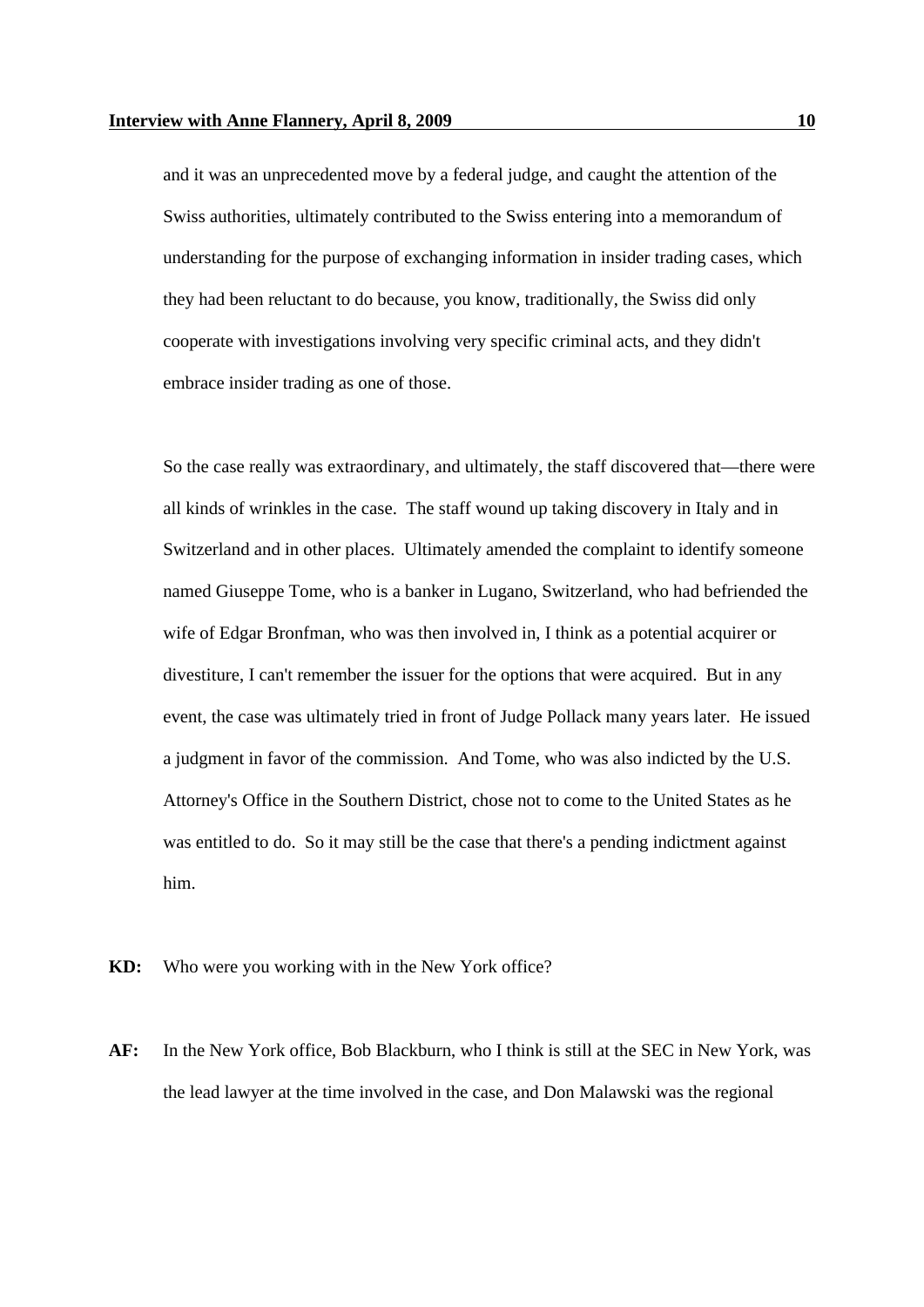and it was an unprecedented move by a federal judge, and caught the attention of the Swiss authorities, ultimately contributed to the Swiss entering into a memorandum of understanding for the purpose of exchanging information in insider trading cases, which they had been reluctant to do because, you know, traditionally, the Swiss did only cooperate with investigations involving very specific criminal acts, and they didn't embrace insider trading as one of those.

So the case really was extraordinary, and ultimately, the staff discovered that—there were all kinds of wrinkles in the case. The staff wound up taking discovery in Italy and in Switzerland and in other places. Ultimately amended the complaint to identify someone named Giuseppe Tome, who is a banker in Lugano, Switzerland, who had befriended the wife of Edgar Bronfman, who was then involved in, I think as a potential acquirer or divestiture, I can't remember the issuer for the options that were acquired. But in any event, the case was ultimately tried in front of Judge Pollack many years later. He issued a judgment in favor of the commission. And Tome, who was also indicted by the U.S. Attorney's Office in the Southern District, chose not to come to the United States as he was entitled to do. So it may still be the case that there's a pending indictment against him.

**KD:** Who were you working with in the New York office?

**AF:** In the New York office, Bob Blackburn, who I think is still at the SEC in New York, was the lead lawyer at the time involved in the case, and Don Malawski was the regional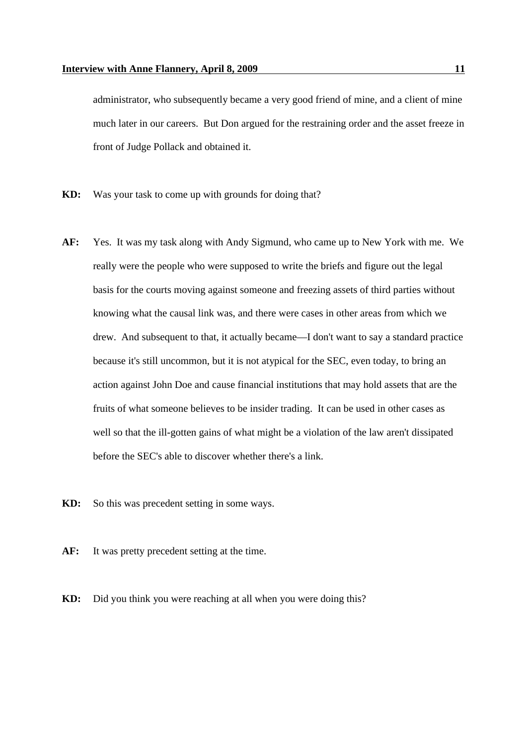administrator, who subsequently became a very good friend of mine, and a client of mine much later in our careers. But Don argued for the restraining order and the asset freeze in front of Judge Pollack and obtained it.

**KD:** Was your task to come up with grounds for doing that?

**AF:** Yes. It was my task along with Andy Sigmund, who came up to New York with me. We really were the people who were supposed to write the briefs and figure out the legal basis for the courts moving against someone and freezing assets of third parties without knowing what the causal link was, and there were cases in other areas from which we drew. And subsequent to that, it actually became—I don't want to say a standard practice because it's still uncommon, but it is not atypical for the SEC, even today, to bring an action against John Doe and cause financial institutions that may hold assets that are the fruits of what someone believes to be insider trading. It can be used in other cases as well so that the ill-gotten gains of what might be a violation of the law aren't dissipated before the SEC's able to discover whether there's a link.

**KD:** So this was precedent setting in some ways.

**AF:** It was pretty precedent setting at the time.

**KD:** Did you think you were reaching at all when you were doing this?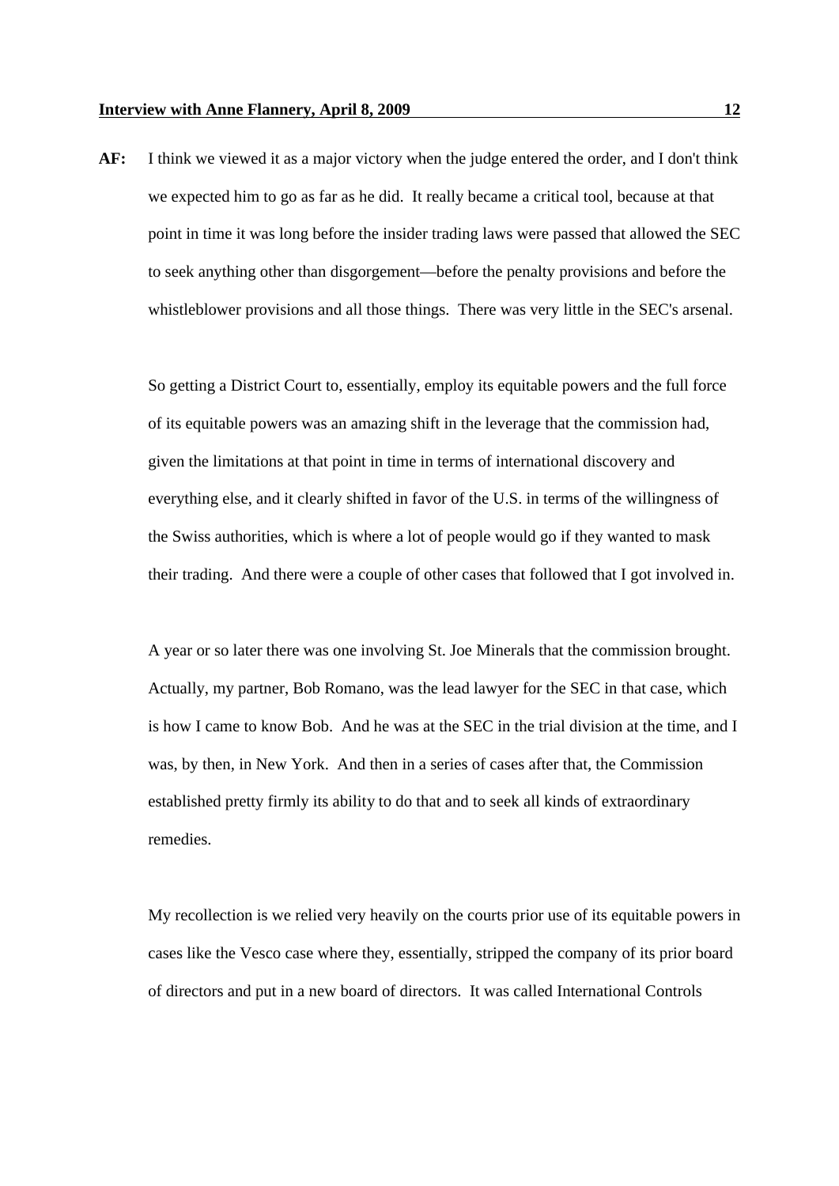**AF:** I think we viewed it as a major victory when the judge entered the order, and I don't think we expected him to go as far as he did. It really became a critical tool, because at that point in time it was long before the insider trading laws were passed that allowed the SEC to seek anything other than disgorgement—before the penalty provisions and before the whistleblower provisions and all those things. There was very little in the SEC's arsenal.

So getting a District Court to, essentially, employ its equitable powers and the full force of its equitable powers was an amazing shift in the leverage that the commission had, given the limitations at that point in time in terms of international discovery and everything else, and it clearly shifted in favor of the U.S. in terms of the willingness of the Swiss authorities, which is where a lot of people would go if they wanted to mask their trading. And there were a couple of other cases that followed that I got involved in.

A year or so later there was one involving St. Joe Minerals that the commission brought. Actually, my partner, Bob Romano, was the lead lawyer for the SEC in that case, which is how I came to know Bob. And he was at the SEC in the trial division at the time, and I was, by then, in New York. And then in a series of cases after that, the Commission established pretty firmly its ability to do that and to seek all kinds of extraordinary remedies.

My recollection is we relied very heavily on the courts prior use of its equitable powers in cases like the Vesco case where they, essentially, stripped the company of its prior board of directors and put in a new board of directors. It was called International Controls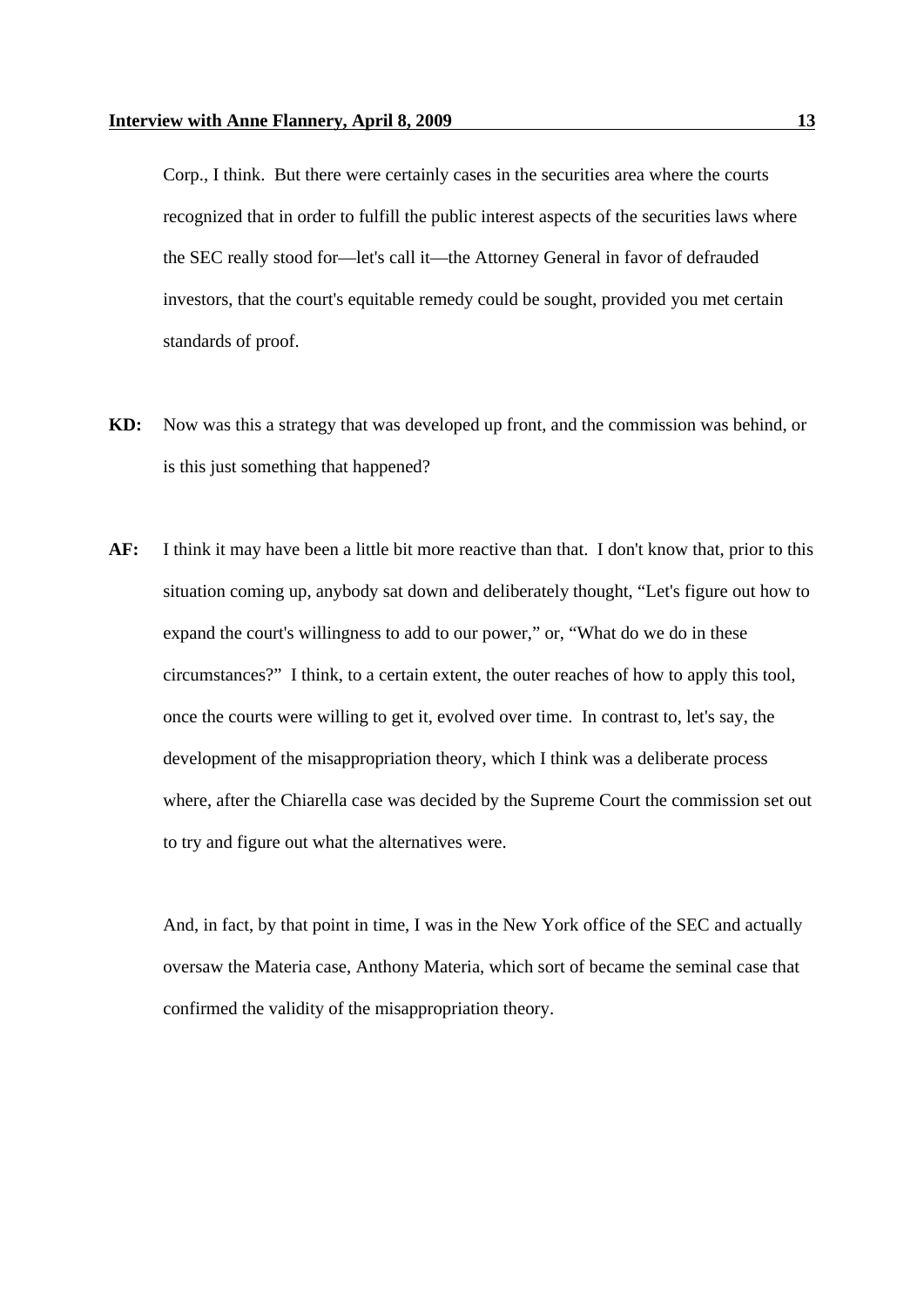Corp., I think. But there were certainly cases in the securities area where the courts recognized that in order to fulfill the public interest aspects of the securities laws where the SEC really stood for—let's call it—the Attorney General in favor of defrauded investors, that the court's equitable remedy could be sought, provided you met certain standards of proof.

**KD:** Now was this a strategy that was developed up front, and the commission was behind, or is this just something that happened?

**AF:** I think it may have been a little bit more reactive than that. I don't know that, prior to this situation coming up, anybody sat down and deliberately thought, "Let's figure out how to expand the court's willingness to add to our power," or, "What do we do in these circumstances?" I think, to a certain extent, the outer reaches of how to apply this tool, once the courts were willing to get it, evolved over time. In contrast to, let's say, the development of the misappropriation theory, which I think was a deliberate process where, after the Chiarella case was decided by the Supreme Court the commission set out to try and figure out what the alternatives were.

And, in fact, by that point in time, I was in the New York office of the SEC and actually oversaw the Materia case, Anthony Materia, which sort of became the seminal case that confirmed the validity of the misappropriation theory.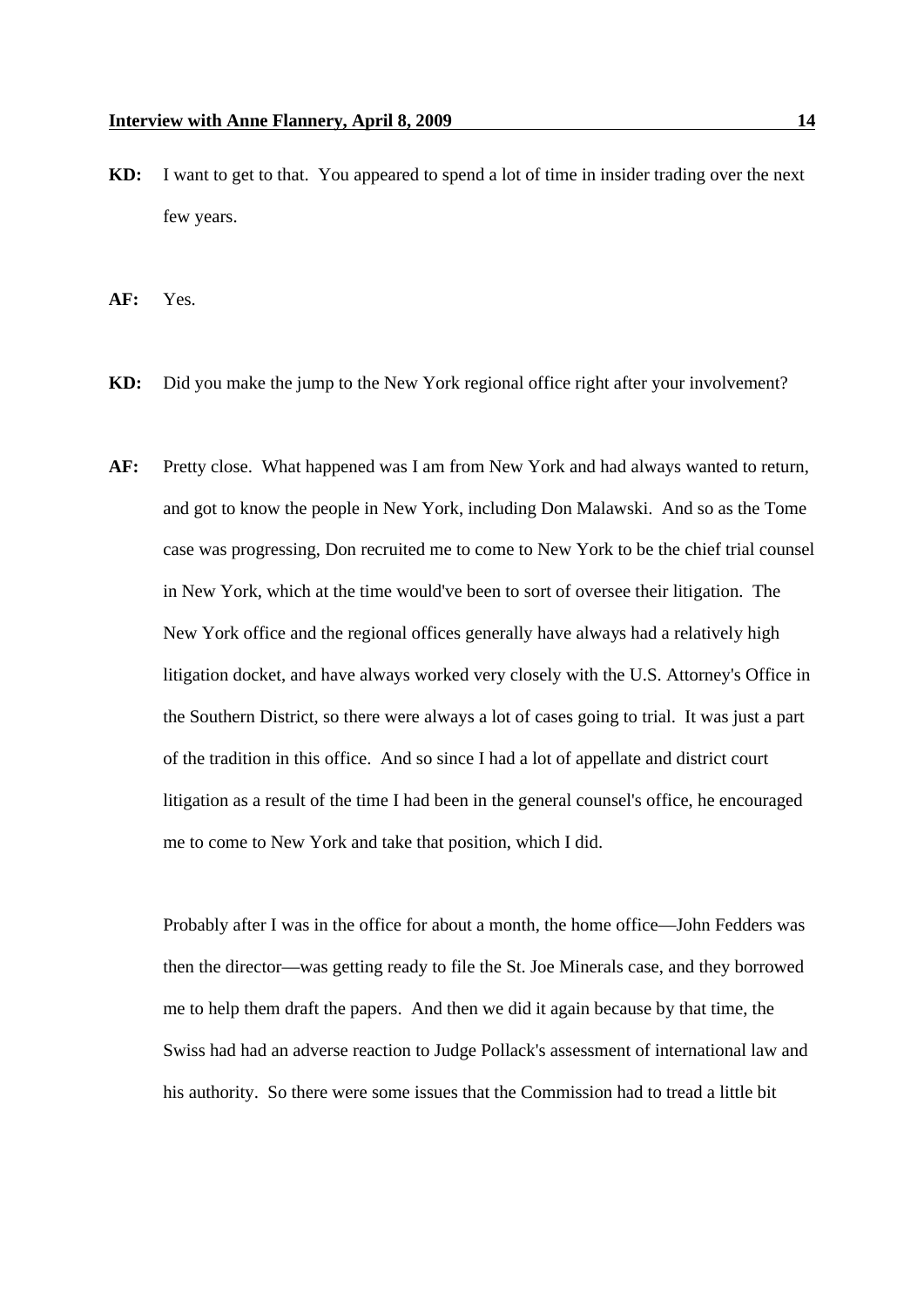**KD:** I want to get to that. You appeared to spend a lot of time in insider trading over the next few years.

**AF:** Yes.

**KD:** Did you make the jump to the New York regional office right after your involvement?

**AF:** Pretty close. What happened was I am from New York and had always wanted to return, and got to know the people in New York, including Don Malawski. And so as the Tome case was progressing, Don recruited me to come to New York to be the chief trial counsel in New York, which at the time would've been to sort of oversee their litigation. The New York office and the regional offices generally have always had a relatively high litigation docket, and have always worked very closely with the U.S. Attorney's Office in the Southern District, so there were always a lot of cases going to trial. It was just a part of the tradition in this office. And so since I had a lot of appellate and district court litigation as a result of the time I had been in the general counsel's office, he encouraged me to come to New York and take that position, which I did.

Probably after I was in the office for about a month, the home office—John Fedders was then the director—was getting ready to file the St. Joe Minerals case, and they borrowed me to help them draft the papers. And then we did it again because by that time, the Swiss had had an adverse reaction to Judge Pollack's assessment of international law and his authority. So there were some issues that the Commission had to tread a little bit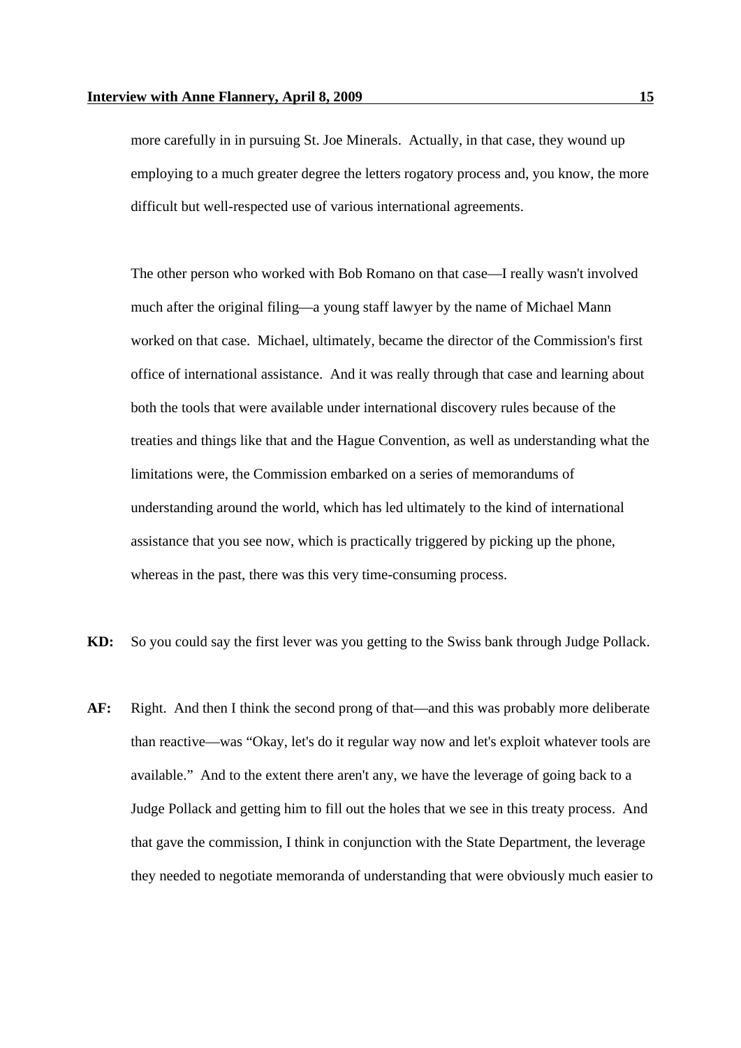more carefully in in pursuing St. Joe Minerals. Actually, in that case, they wound up employing to a much greater degree the letters rogatory process and, you know, the more difficult but well-respected use of various international agreements.

The other person who worked with Bob Romano on that case—I really wasn't involved much after the original filing—a young staff lawyer by the name of Michael Mann worked on that case. Michael, ultimately, became the director of the Commission's first office of international assistance. And it was really through that case and learning about both the tools that were available under international discovery rules because of the treaties and things like that and the Hague Convention, as well as understanding what the limitations were, the Commission embarked on a series of memorandums of understanding around the world, which has led ultimately to the kind of international assistance that you see now, which is practically triggered by picking up the phone, whereas in the past, there was this very time-consuming process.

**KD:** So you could say the first lever was you getting to the Swiss bank through Judge Pollack.

**AF:** Right. And then I think the second prong of that—and this was probably more deliberate than reactive—was "Okay, let's do it regular way now and let's exploit whatever tools are available." And to the extent there aren't any, we have the leverage of going back to a Judge Pollack and getting him to fill out the holes that we see in this treaty process. And that gave the commission, I think in conjunction with the State Department, the leverage they needed to negotiate memoranda of understanding that were obviously much easier to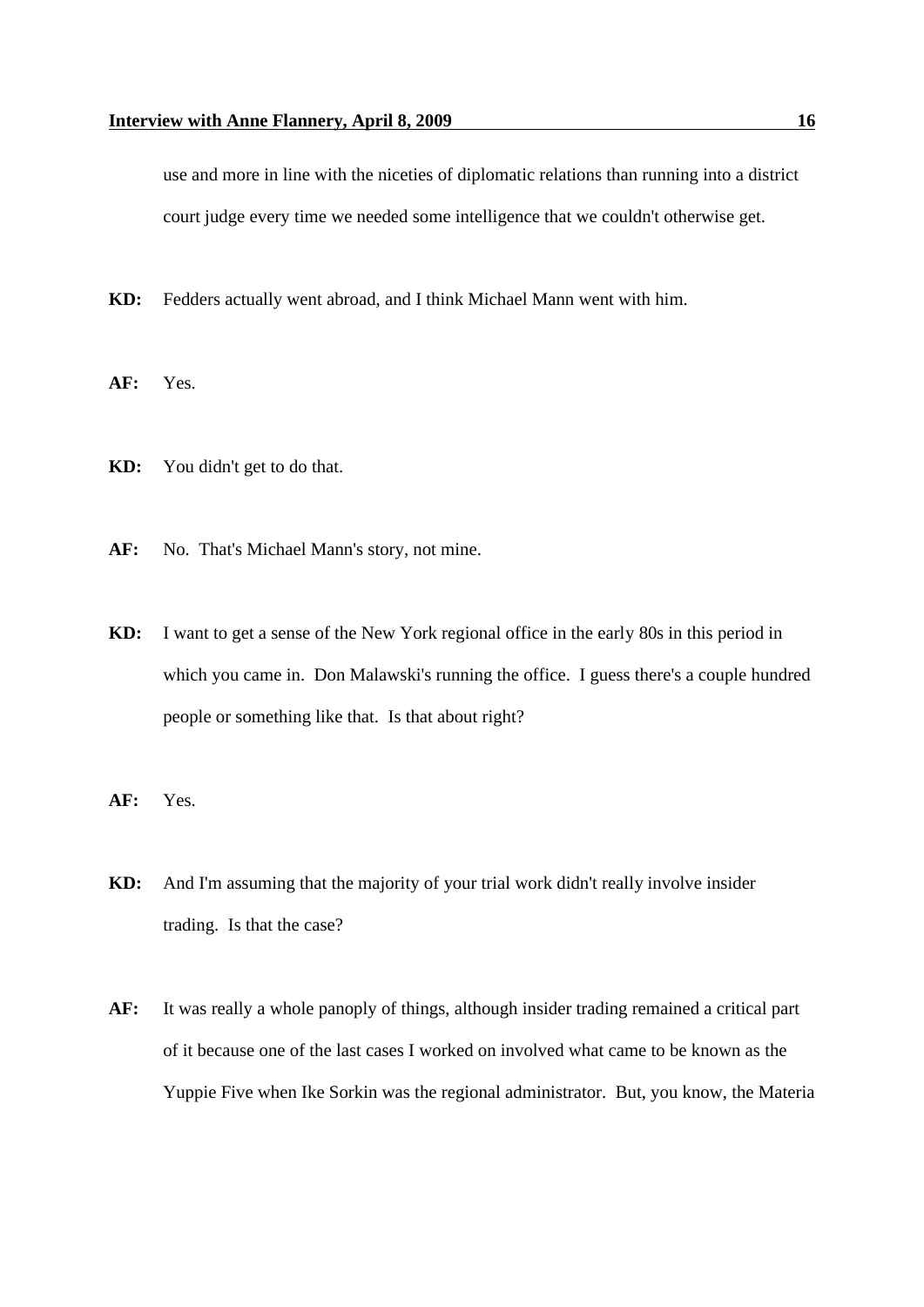use and more in line with the niceties of diplomatic relations than running into a district court judge every time we needed some intelligence that we couldn't otherwise get.

**KD:** Fedders actually went abroad, and I think Michael Mann went with him.

**AF:** Yes.

**KD:** You didn't get to do that.

**AF:** No. That's Michael Mann's story, not mine.

**KD:** I want to get a sense of the New York regional office in the early 80s in this period in which you came in. Don Malawski's running the office. I guess there's a couple hundred people or something like that. Is that about right?

**AF:** Yes.

**KD:** And I'm assuming that the majority of your trial work didn't really involve insider trading. Is that the case?

**AF:** It was really a whole panoply of things, although insider trading remained a critical part of it because one of the last cases I worked on involved what came to be known as the Yuppie Five when Ike Sorkin was the regional administrator. But, you know, the Materia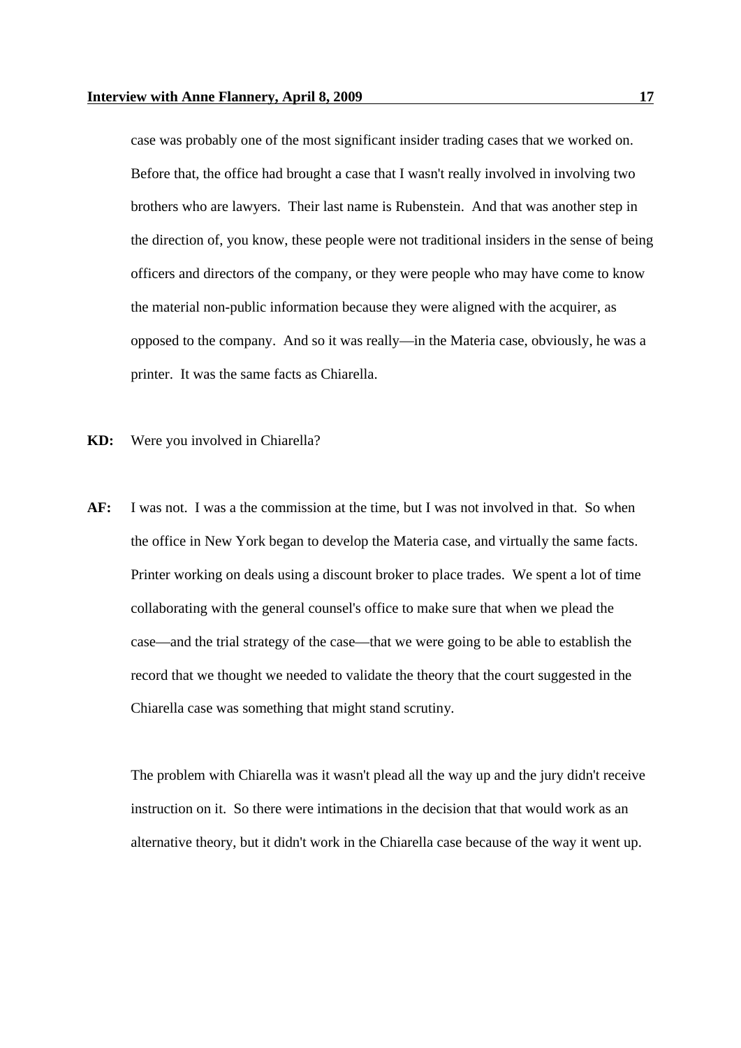case was probably one of the most significant insider trading cases that we worked on. Before that, the office had brought a case that I wasn't really involved in involving two brothers who are lawyers. Their last name is Rubenstein. And that was another step in the direction of, you know, these people were not traditional insiders in the sense of being officers and directors of the company, or they were people who may have come to know the material non-public information because they were aligned with the acquirer, as opposed to the company. And so it was really—in the Materia case, obviously, he was a printer. It was the same facts as Chiarella.

**KD:** Were you involved in Chiarella?

**AF:** I was not. I was a the commission at the time, but I was not involved in that. So when the office in New York began to develop the Materia case, and virtually the same facts. Printer working on deals using a discount broker to place trades. We spent a lot of time collaborating with the general counsel's office to make sure that when we plead the case—and the trial strategy of the case—that we were going to be able to establish the record that we thought we needed to validate the theory that the court suggested in the Chiarella case was something that might stand scrutiny.

The problem with Chiarella was it wasn't plead all the way up and the jury didn't receive instruction on it. So there were intimations in the decision that that would work as an alternative theory, but it didn't work in the Chiarella case because of the way it went up.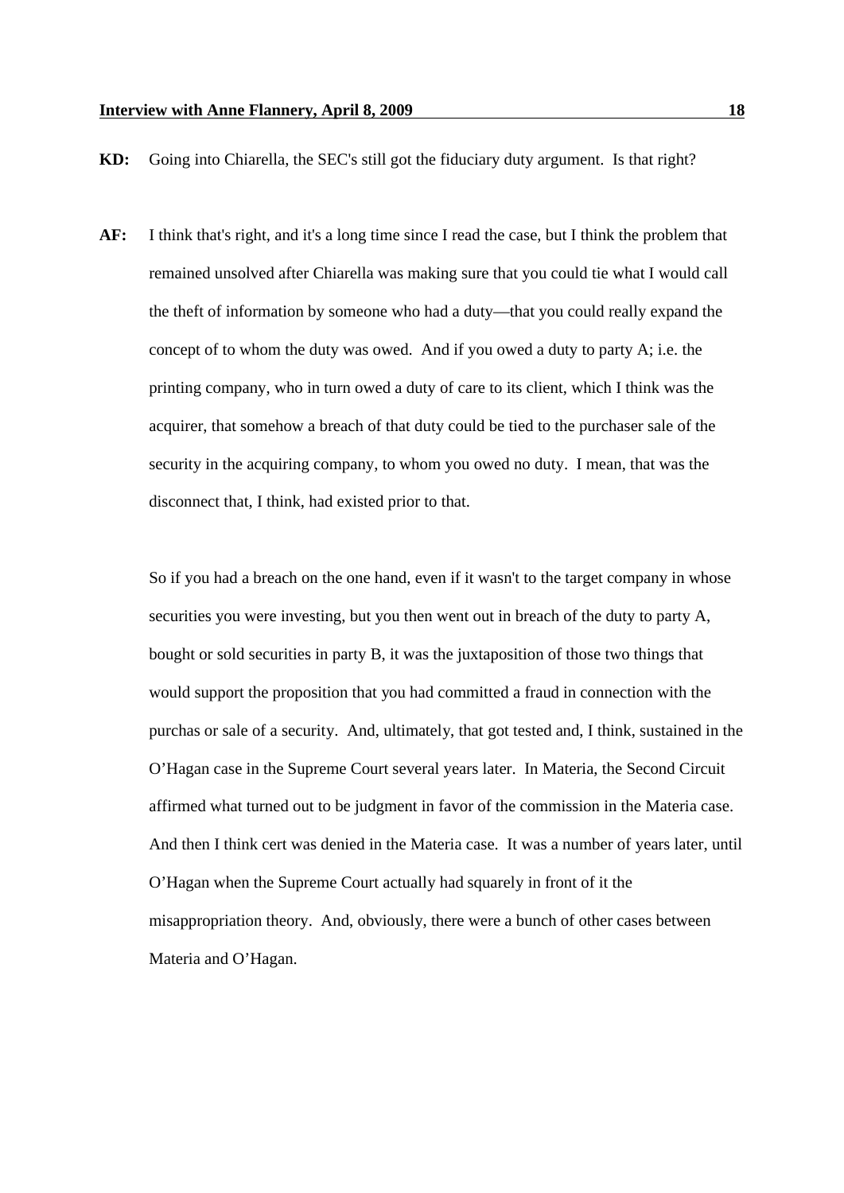**KD:** Going into Chiarella, the SEC's still got the fiduciary duty argument. Is that right?

**AF:** I think that's right, and it's a long time since I read the case, but I think the problem that remained unsolved after Chiarella was making sure that you could tie what I would call the theft of information by someone who had a duty—that you could really expand the concept of to whom the duty was owed. And if you owed a duty to party A; i.e. the printing company, who in turn owed a duty of care to its client, which I think was the acquirer, that somehow a breach of that duty could be tied to the purchaser sale of the security in the acquiring company, to whom you owed no duty. I mean, that was the disconnect that, I think, had existed prior to that.

So if you had a breach on the one hand, even if it wasn't to the target company in whose securities you were investing, but you then went out in breach of the duty to party A, bought or sold securities in party B, it was the juxtaposition of those two things that would support the proposition that you had committed a fraud in connection with the purchas or sale of a security. And, ultimately, that got tested and, I think, sustained in the O'Hagan case in the Supreme Court several years later. In Materia, the Second Circuit affirmed what turned out to be judgment in favor of the commission in the Materia case. And then I think cert was denied in the Materia case. It was a number of years later, until O'Hagan when the Supreme Court actually had squarely in front of it the misappropriation theory. And, obviously, there were a bunch of other cases between Materia and O'Hagan.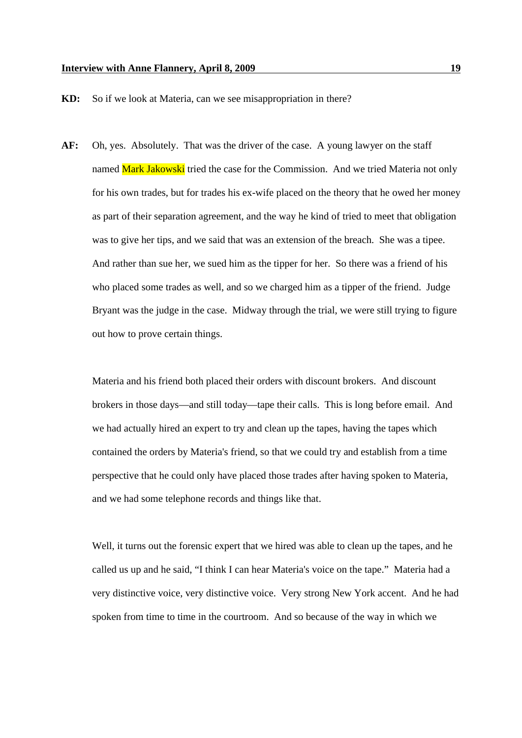**KD:** So if we look at Materia, can we see misappropriation in there?

**AF:** Oh, yes. Absolutely. That was the driver of the case. A young lawyer on the staff named Mark Jakowski tried the case for the Commission. And we tried Materia not only for his own trades, but for trades his ex-wife placed on the theory that he owed her money as part of their separation agreement, and the way he kind of tried to meet that obligation was to give her tips, and we said that was an extension of the breach. She was a tipee. And rather than sue her, we sued him as the tipper for her. So there was a friend of his who placed some trades as well, and so we charged him as a tipper of the friend. Judge Bryant was the judge in the case. Midway through the trial, we were still trying to figure out how to prove certain things.

Materia and his friend both placed their orders with discount brokers. And discount brokers in those days—and still today—tape their calls. This is long before email. And we had actually hired an expert to try and clean up the tapes, having the tapes which contained the orders by Materia's friend, so that we could try and establish from a time perspective that he could only have placed those trades after having spoken to Materia, and we had some telephone records and things like that.

Well, it turns out the forensic expert that we hired was able to clean up the tapes, and he called us up and he said, "I think I can hear Materia's voice on the tape." Materia had a very distinctive voice, very distinctive voice. Very strong New York accent. And he had spoken from time to time in the courtroom. And so because of the way in which we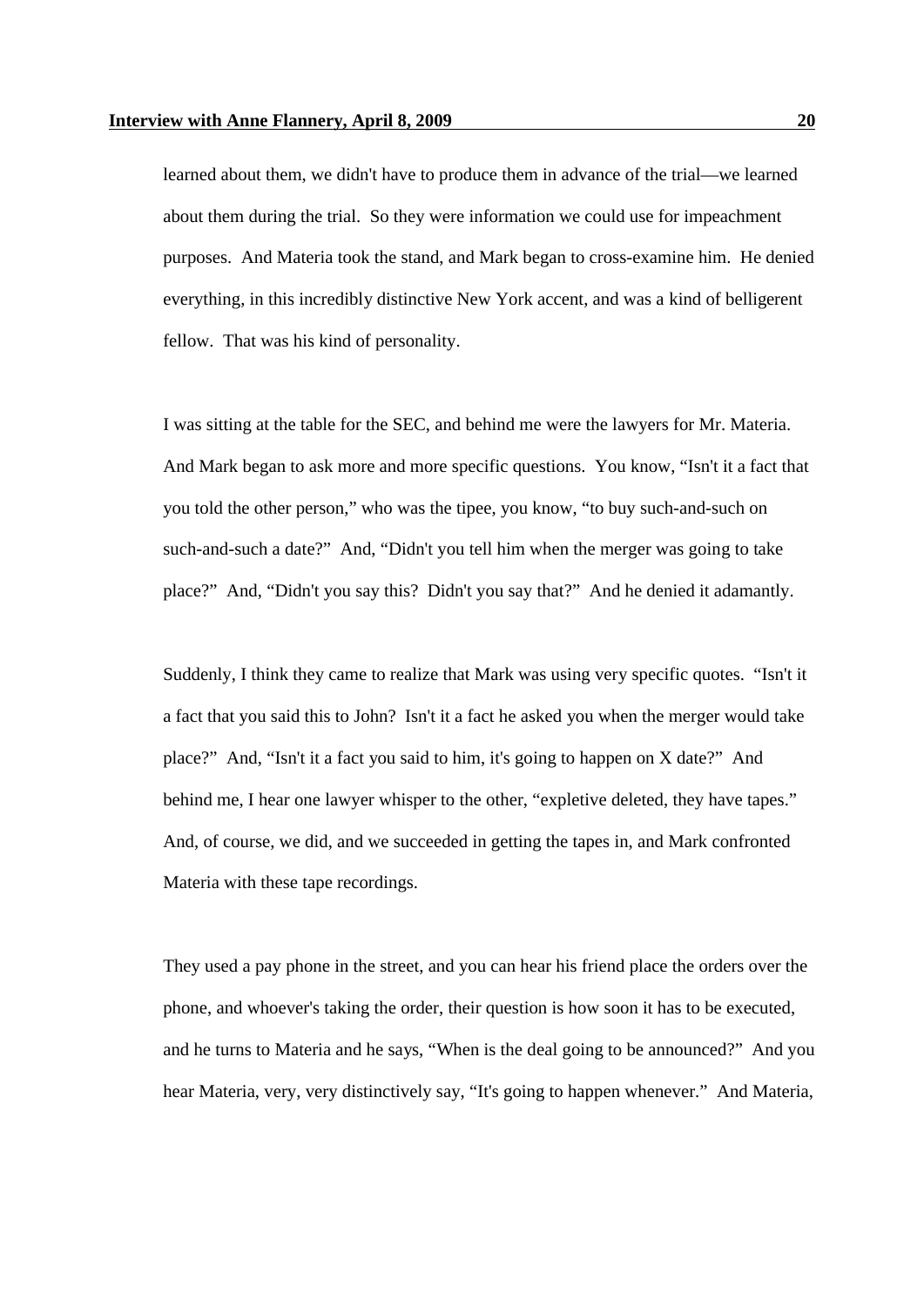learned about them, we didn't have to produce them in advance of the trial—we learned about them during the trial. So they were information we could use for impeachment purposes. And Materia took the stand, and Mark began to cross-examine him. He denied everything, in this incredibly distinctive New York accent, and was a kind of belligerent fellow. That was his kind of personality.

I was sitting at the table for the SEC, and behind me were the lawyers for Mr. Materia. And Mark began to ask more and more specific questions. You know, "Isn't it a fact that you told the other person," who was the tipee, you know, "to buy such-and-such on such-and-such a date?" And, "Didn't you tell him when the merger was going to take place?" And, "Didn't you say this? Didn't you say that?" And he denied it adamantly.

Suddenly, I think they came to realize that Mark was using very specific quotes. "Isn't it a fact that you said this to John? Isn't it a fact he asked you when the merger would take place?" And, "Isn't it a fact you said to him, it's going to happen on X date?" And behind me, I hear one lawyer whisper to the other, "expletive deleted, they have tapes." And, of course, we did, and we succeeded in getting the tapes in, and Mark confronted Materia with these tape recordings.

They used a pay phone in the street, and you can hear his friend place the orders over the phone, and whoever's taking the order, their question is how soon it has to be executed, and he turns to Materia and he says, "When is the deal going to be announced?" And you hear Materia, very, very distinctively say, "It's going to happen whenever." And Materia,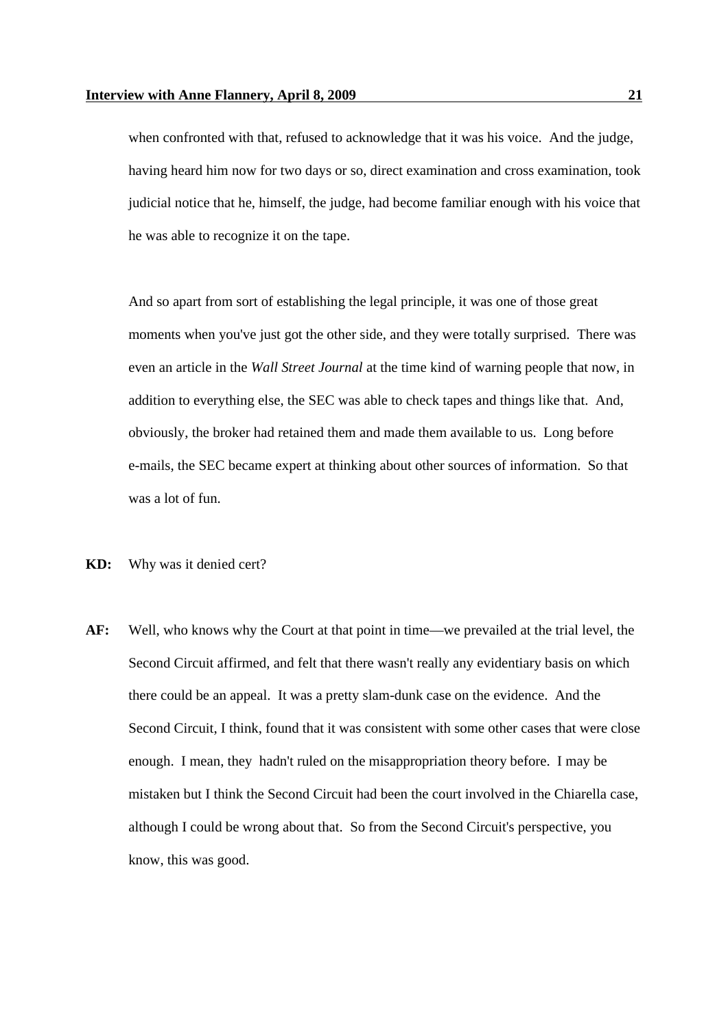when confronted with that, refused to acknowledge that it was his voice. And the judge, having heard him now for two days or so, direct examination and cross examination, took judicial notice that he, himself, the judge, had become familiar enough with his voice that he was able to recognize it on the tape.

And so apart from sort of establishing the legal principle, it was one of those great moments when you've just got the other side, and they were totally surprised. There was even an article in the *Wall Street Journal* at the time kind of warning people that now, in addition to everything else, the SEC was able to check tapes and things like that. And, obviously, the broker had retained them and made them available to us. Long before e-mails, the SEC became expert at thinking about other sources of information. So that was a lot of fun.

**KD:** Why was it denied cert?

**AF:** Well, who knows why the Court at that point in time—we prevailed at the trial level, the Second Circuit affirmed, and felt that there wasn't really any evidentiary basis on which there could be an appeal. It was a pretty slam-dunk case on the evidence. And the Second Circuit, I think, found that it was consistent with some other cases that were close enough. I mean, they hadn't ruled on the misappropriation theory before. I may be mistaken but I think the Second Circuit had been the court involved in the Chiarella case, although I could be wrong about that. So from the Second Circuit's perspective, you know, this was good.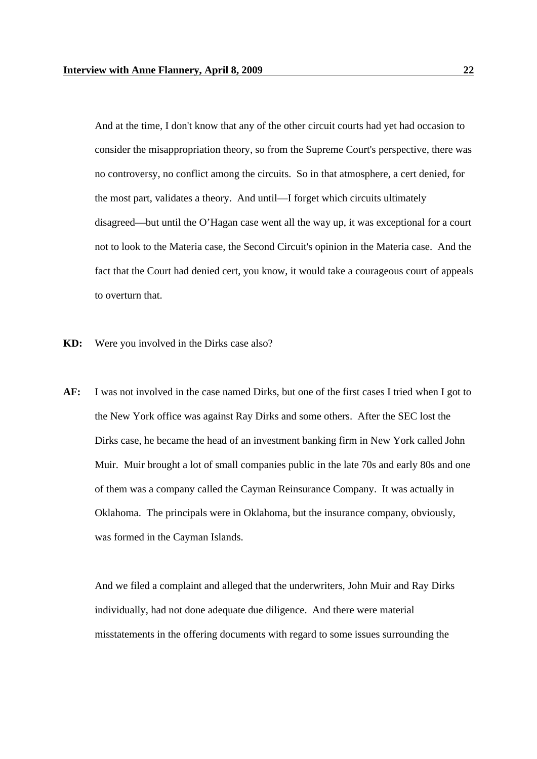And at the time, I don't know that any of the other circuit courts had yet had occasion to consider the misappropriation theory, so from the Supreme Court's perspective, there was no controversy, no conflict among the circuits. So in that atmosphere, a cert denied, for the most part, validates a theory. And until—I forget which circuits ultimately disagreed—but until the O'Hagan case went all the way up, it was exceptional for a court not to look to the Materia case, the Second Circuit's opinion in the Materia case. And the fact that the Court had denied cert, you know, it would take a courageous court of appeals to overturn that.

**KD:** Were you involved in the Dirks case also?

**AF:** I was not involved in the case named Dirks, but one of the first cases I tried when I got to the New York office was against Ray Dirks and some others. After the SEC lost the Dirks case, he became the head of an investment banking firm in New York called John Muir. Muir brought a lot of small companies public in the late 70s and early 80s and one of them was a company called the Cayman Reinsurance Company. It was actually in Oklahoma. The principals were in Oklahoma, but the insurance company, obviously, was formed in the Cayman Islands.

And we filed a complaint and alleged that the underwriters, John Muir and Ray Dirks individually, had not done adequate due diligence. And there were material misstatements in the offering documents with regard to some issues surrounding the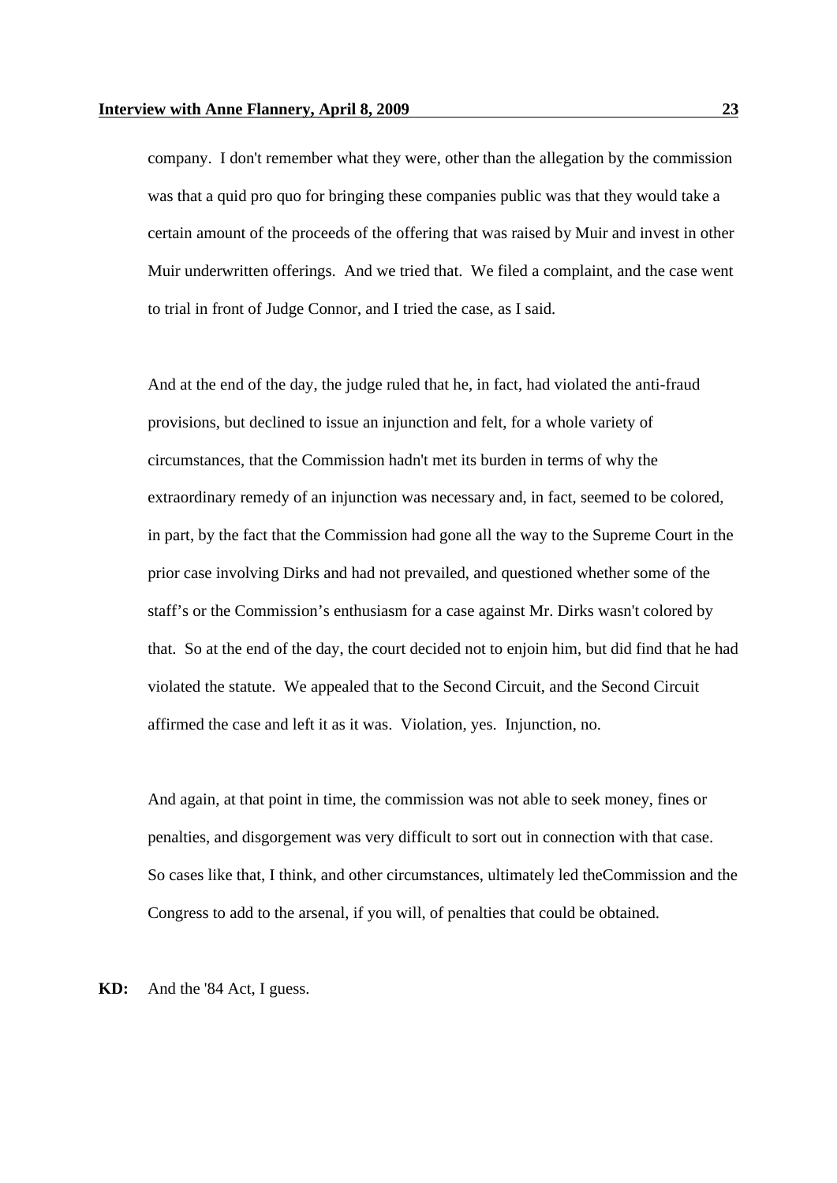company. I don't remember what they were, other than the allegation by the commission was that a quid pro quo for bringing these companies public was that they would take a certain amount of the proceeds of the offering that was raised by Muir and invest in other Muir underwritten offerings. And we tried that. We filed a complaint, and the case went to trial in front of Judge Connor, and I tried the case, as I said.

And at the end of the day, the judge ruled that he, in fact, had violated the anti-fraud provisions, but declined to issue an injunction and felt, for a whole variety of circumstances, that the Commission hadn't met its burden in terms of why the extraordinary remedy of an injunction was necessary and, in fact, seemed to be colored, in part, by the fact that the Commission had gone all the way to the Supreme Court in the prior case involving Dirks and had not prevailed, and questioned whether some of the staff's or the Commission's enthusiasm for a case against Mr. Dirks wasn't colored by that. So at the end of the day, the court decided not to enjoin him, but did find that he had violated the statute. We appealed that to the Second Circuit, and the Second Circuit affirmed the case and left it as it was. Violation, yes. Injunction, no.

And again, at that point in time, the commission was not able to seek money, fines or penalties, and disgorgement was very difficult to sort out in connection with that case. So cases like that, I think, and other circumstances, ultimately led theCommission and the Congress to add to the arsenal, if you will, of penalties that could be obtained.

**KD:** And the '84 Act, I guess.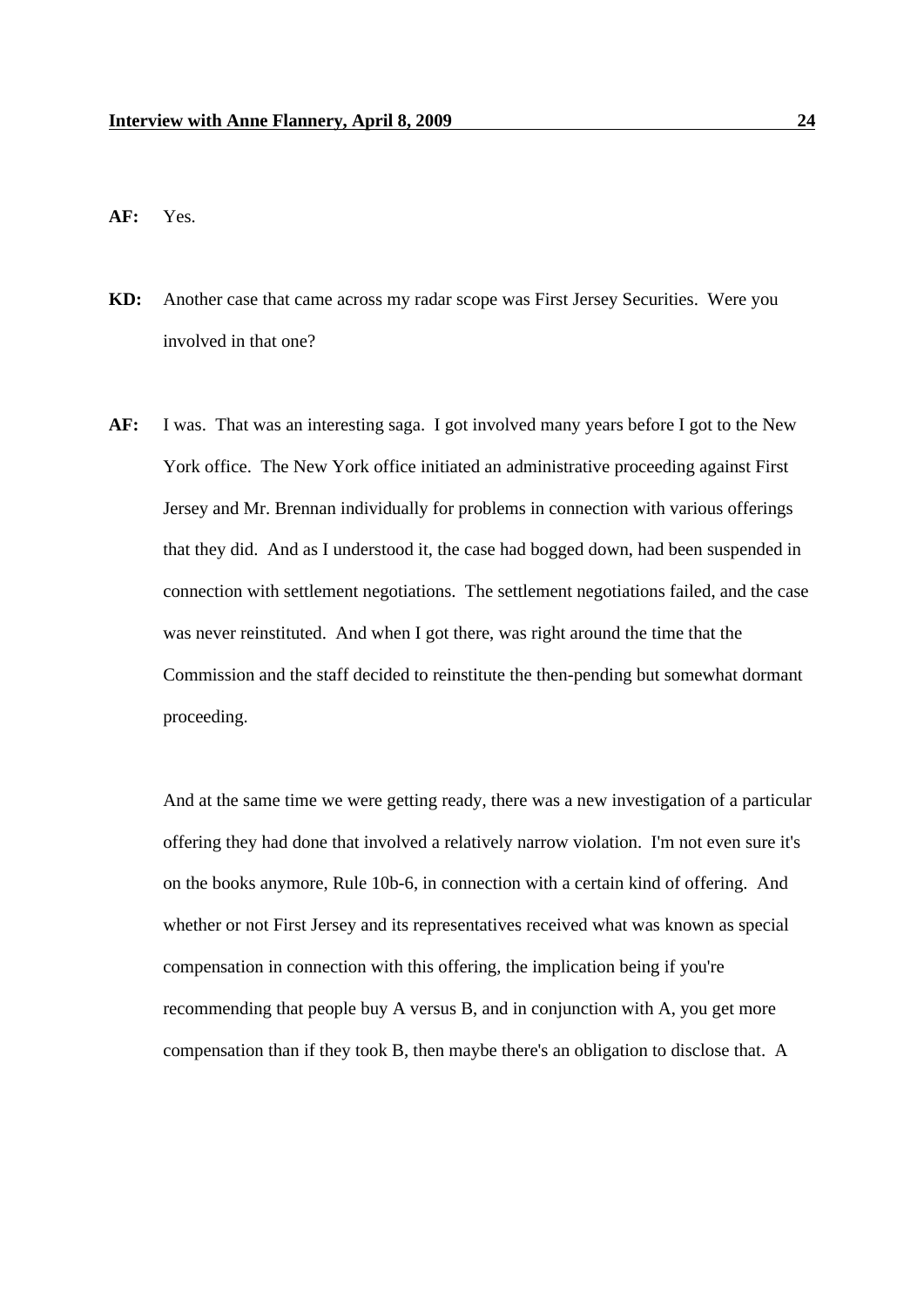**AF:** Yes.

**KD:** Another case that came across my radar scope was First Jersey Securities. Were you involved in that one?

**AF:** I was. That was an interesting saga. I got involved many years before I got to the New York office. The New York office initiated an administrative proceeding against First Jersey and Mr. Brennan individually for problems in connection with various offerings that they did. And as I understood it, the case had bogged down, had been suspended in connection with settlement negotiations. The settlement negotiations failed, and the case was never reinstituted. And when I got there, was right around the time that the Commission and the staff decided to reinstitute the then-pending but somewhat dormant proceeding.

And at the same time we were getting ready, there was a new investigation of a particular offering they had done that involved a relatively narrow violation. I'm not even sure it's on the books anymore, Rule 10b-6, in connection with a certain kind of offering. And whether or not First Jersey and its representatives received what was known as special compensation in connection with this offering, the implication being if you're recommending that people buy A versus B, and in conjunction with A, you get more compensation than if they took B, then maybe there's an obligation to disclose that. A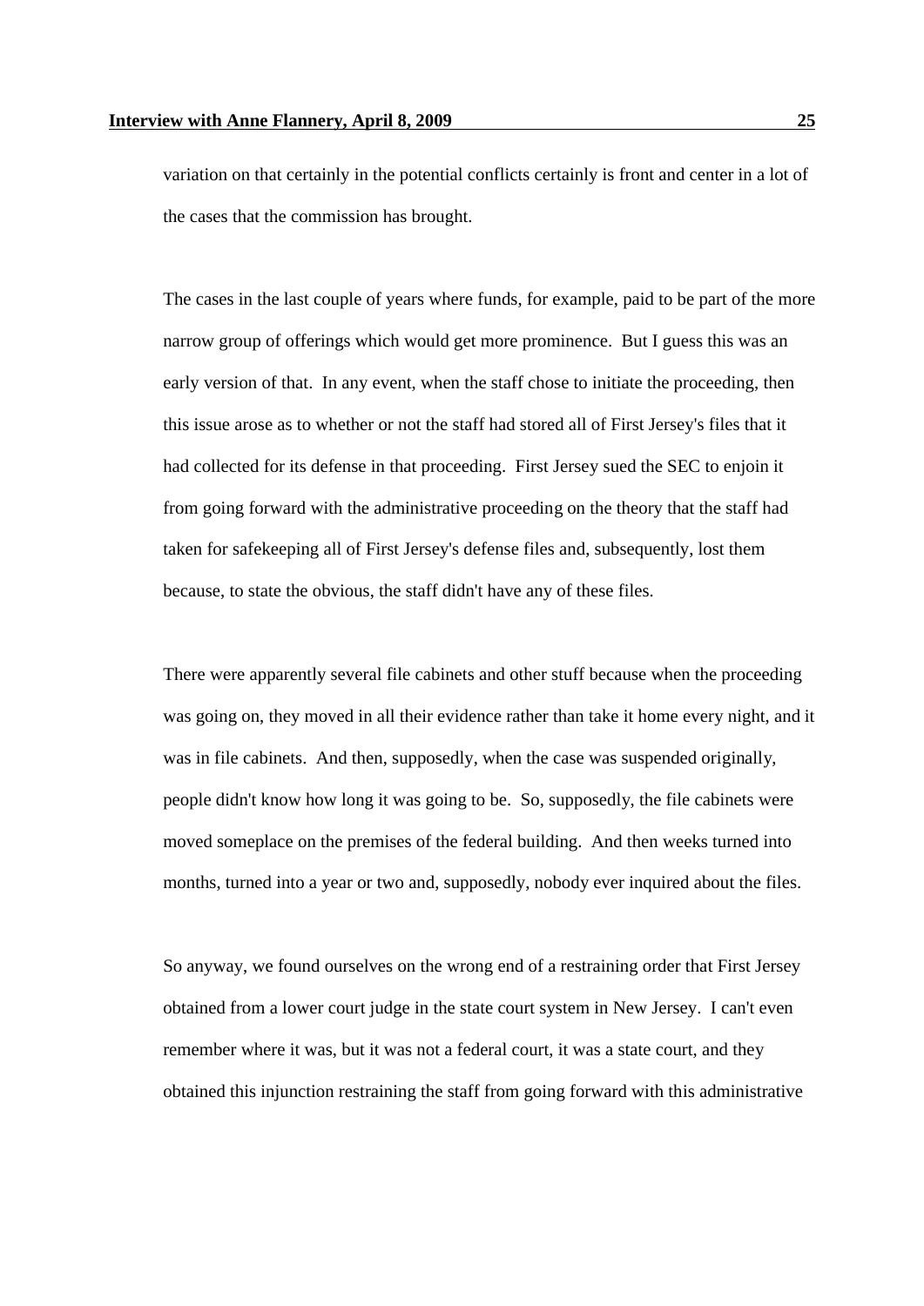variation on that certainly in the potential conflicts certainly is front and center in a lot of the cases that the commission has brought.

The cases in the last couple of years where funds, for example, paid to be part of the more narrow group of offerings which would get more prominence. But I guess this was an early version of that. In any event, when the staff chose to initiate the proceeding, then this issue arose as to whether or not the staff had stored all of First Jersey's files that it had collected for its defense in that proceeding. First Jersey sued the SEC to enjoin it from going forward with the administrative proceeding on the theory that the staff had taken for safekeeping all of First Jersey's defense files and, subsequently, lost them because, to state the obvious, the staff didn't have any of these files.

There were apparently several file cabinets and other stuff because when the proceeding was going on, they moved in all their evidence rather than take it home every night, and it was in file cabinets. And then, supposedly, when the case was suspended originally, people didn't know how long it was going to be. So, supposedly, the file cabinets were moved someplace on the premises of the federal building. And then weeks turned into months, turned into a year or two and, supposedly, nobody ever inquired about the files.

So anyway, we found ourselves on the wrong end of a restraining order that First Jersey obtained from a lower court judge in the state court system in New Jersey. I can't even remember where it was, but it was not a federal court, it was a state court, and they obtained this injunction restraining the staff from going forward with this administrative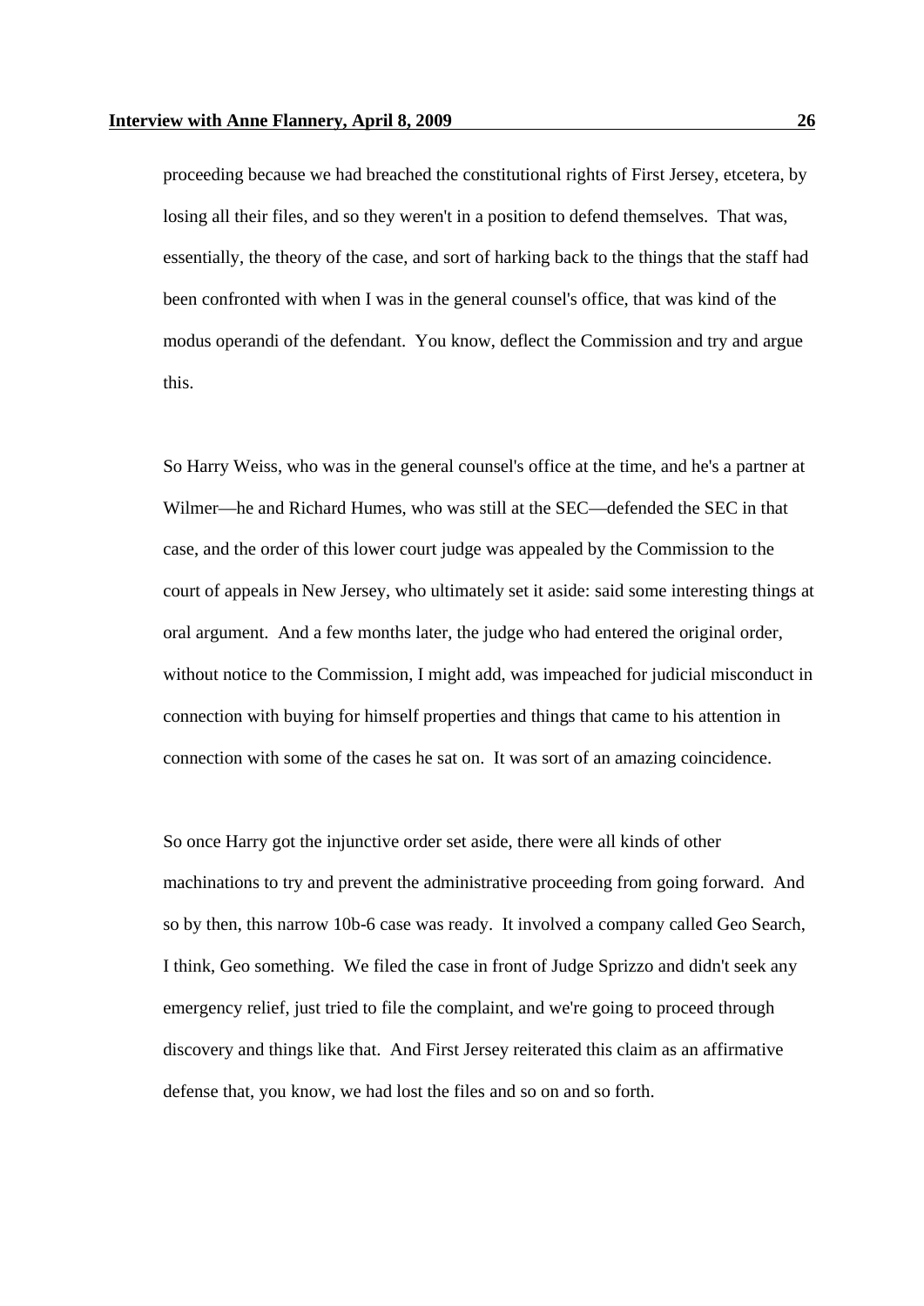proceeding because we had breached the constitutional rights of First Jersey, etcetera, by losing all their files, and so they weren't in a position to defend themselves. That was, essentially, the theory of the case, and sort of harking back to the things that the staff had been confronted with when I was in the general counsel's office, that was kind of the modus operandi of the defendant. You know, deflect the Commission and try and argue this.

So Harry Weiss, who was in the general counsel's office at the time, and he's a partner at Wilmer—he and Richard Humes, who was still at the SEC—defended the SEC in that case, and the order of this lower court judge was appealed by the Commission to the court of appeals in New Jersey, who ultimately set it aside: said some interesting things at oral argument. And a few months later, the judge who had entered the original order, without notice to the Commission, I might add, was impeached for judicial misconduct in connection with buying for himself properties and things that came to his attention in connection with some of the cases he sat on. It was sort of an amazing coincidence.

So once Harry got the injunctive order set aside, there were all kinds of other machinations to try and prevent the administrative proceeding from going forward. And so by then, this narrow 10b-6 case was ready. It involved a company called Geo Search, I think, Geo something. We filed the case in front of Judge Sprizzo and didn't seek any emergency relief, just tried to file the complaint, and we're going to proceed through discovery and things like that. And First Jersey reiterated this claim as an affirmative defense that, you know, we had lost the files and so on and so forth.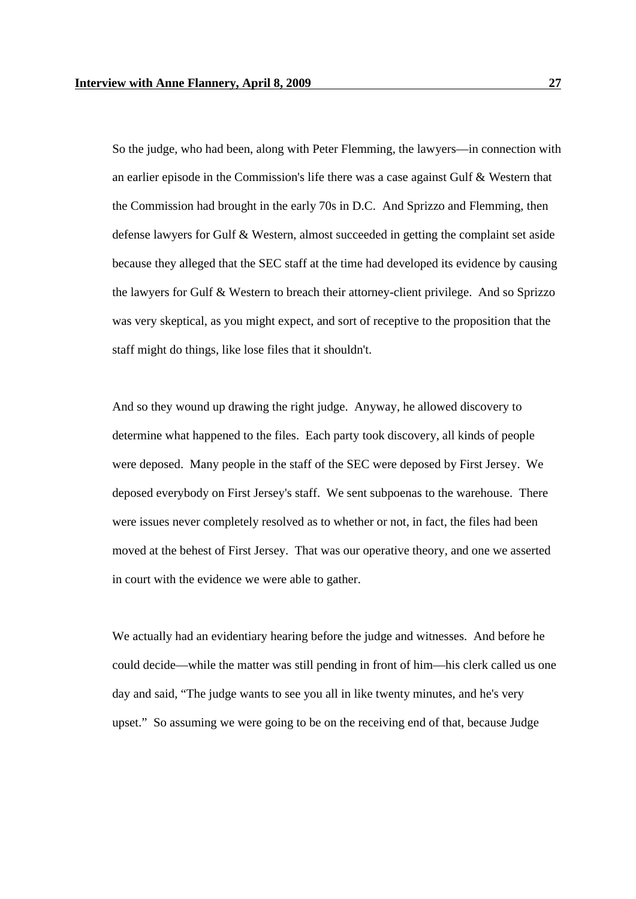So the judge, who had been, along with Peter Flemming, the lawyers—in connection with an earlier episode in the Commission's life there was a case against Gulf & Western that the Commission had brought in the early 70s in D.C. And Sprizzo and Flemming, then defense lawyers for Gulf & Western, almost succeeded in getting the complaint set aside because they alleged that the SEC staff at the time had developed its evidence by causing the lawyers for Gulf & Western to breach their attorney-client privilege. And so Sprizzo was very skeptical, as you might expect, and sort of receptive to the proposition that the staff might do things, like lose files that it shouldn't.

And so they wound up drawing the right judge. Anyway, he allowed discovery to determine what happened to the files. Each party took discovery, all kinds of people were deposed. Many people in the staff of the SEC were deposed by First Jersey. We deposed everybody on First Jersey's staff. We sent subpoenas to the warehouse. There were issues never completely resolved as to whether or not, in fact, the files had been moved at the behest of First Jersey. That was our operative theory, and one we asserted in court with the evidence we were able to gather.

We actually had an evidentiary hearing before the judge and witnesses. And before he could decide—while the matter was still pending in front of him—his clerk called us one day and said, "The judge wants to see you all in like twenty minutes, and he's very upset." So assuming we were going to be on the receiving end of that, because Judge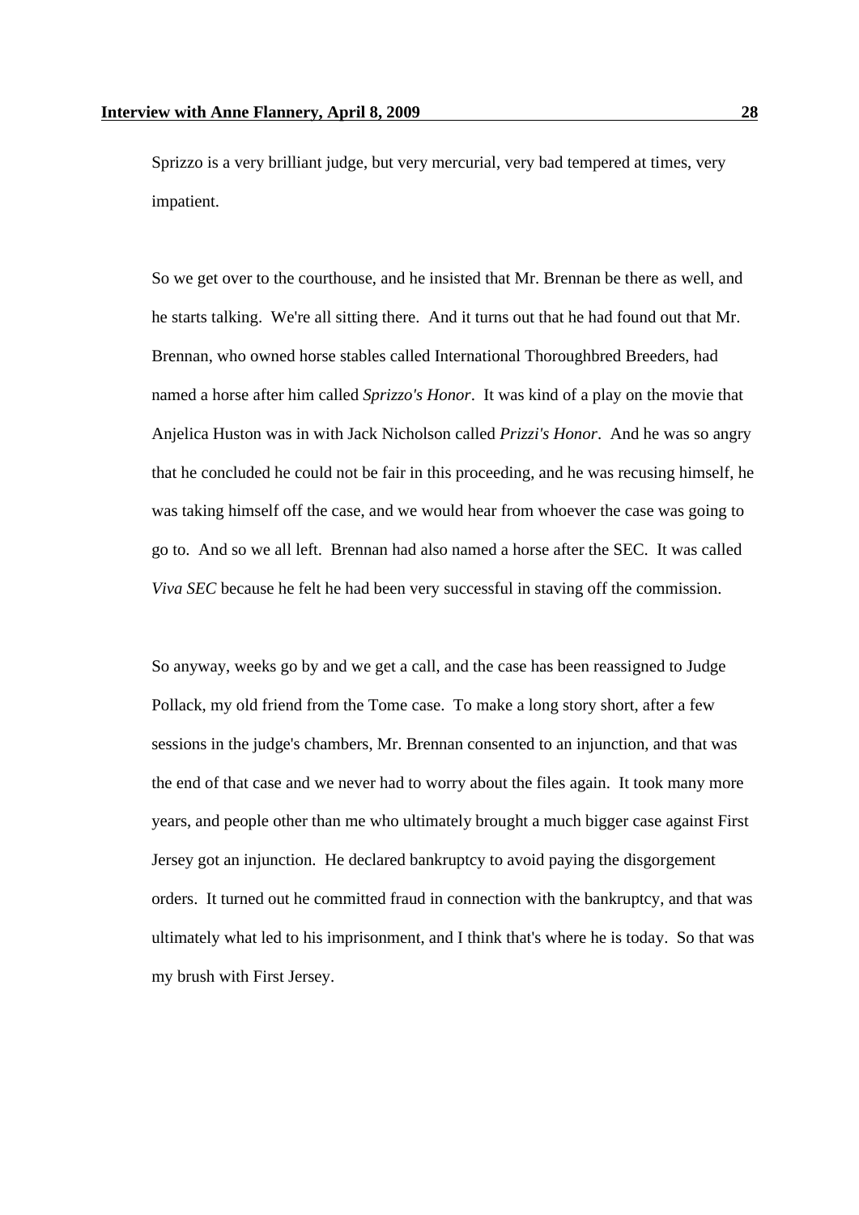Sprizzo is a very brilliant judge, but very mercurial, very bad tempered at times, very impatient.

So we get over to the courthouse, and he insisted that Mr. Brennan be there as well, and he starts talking. We're all sitting there. And it turns out that he had found out that Mr. Brennan, who owned horse stables called International Thoroughbred Breeders, had named a horse after him called *Sprizzo's Honor*. It was kind of a play on the movie that Anjelica Huston was in with Jack Nicholson called *Prizzi's Honor*. And he was so angry that he concluded he could not be fair in this proceeding, and he was recusing himself, he was taking himself off the case, and we would hear from whoever the case was going to go to. And so we all left. Brennan had also named a horse after the SEC. It was called *Viva SEC* because he felt he had been very successful in staving off the commission.

So anyway, weeks go by and we get a call, and the case has been reassigned to Judge Pollack, my old friend from the Tome case. To make a long story short, after a few sessions in the judge's chambers, Mr. Brennan consented to an injunction, and that was the end of that case and we never had to worry about the files again. It took many more years, and people other than me who ultimately brought a much bigger case against First Jersey got an injunction. He declared bankruptcy to avoid paying the disgorgement orders. It turned out he committed fraud in connection with the bankruptcy, and that was ultimately what led to his imprisonment, and I think that's where he is today. So that was my brush with First Jersey.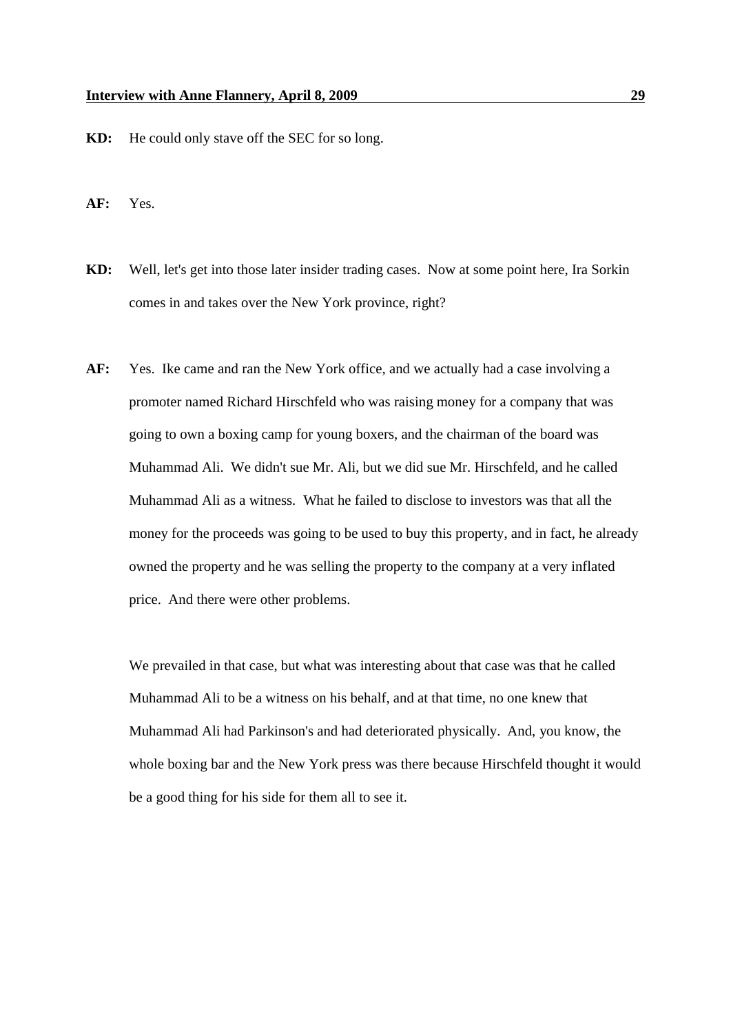**KD:** He could only stave off the SEC for so long.

**AF:** Yes.

**KD:** Well, let's get into those later insider trading cases. Now at some point here, Ira Sorkin comes in and takes over the New York province, right?

**AF:** Yes. Ike came and ran the New York office, and we actually had a case involving a promoter named Richard Hirschfeld who was raising money for a company that was going to own a boxing camp for young boxers, and the chairman of the board was Muhammad Ali. We didn't sue Mr. Ali, but we did sue Mr. Hirschfeld, and he called Muhammad Ali as a witness. What he failed to disclose to investors was that all the money for the proceeds was going to be used to buy this property, and in fact, he already owned the property and he was selling the property to the company at a very inflated price. And there were other problems.

We prevailed in that case, but what was interesting about that case was that he called Muhammad Ali to be a witness on his behalf, and at that time, no one knew that Muhammad Ali had Parkinson's and had deteriorated physically. And, you know, the whole boxing bar and the New York press was there because Hirschfeld thought it would be a good thing for his side for them all to see it.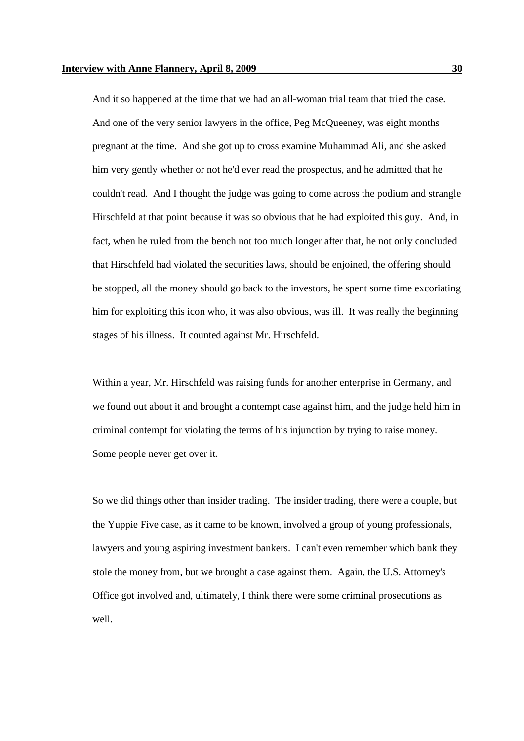And it so happened at the time that we had an all-woman trial team that tried the case. And one of the very senior lawyers in the office, Peg McQueeney, was eight months pregnant at the time. And she got up to cross examine Muhammad Ali, and she asked him very gently whether or not he'd ever read the prospectus, and he admitted that he couldn't read. And I thought the judge was going to come across the podium and strangle Hirschfeld at that point because it was so obvious that he had exploited this guy. And, in fact, when he ruled from the bench not too much longer after that, he not only concluded that Hirschfeld had violated the securities laws, should be enjoined, the offering should be stopped, all the money should go back to the investors, he spent some time excoriating him for exploiting this icon who, it was also obvious, was ill. It was really the beginning stages of his illness. It counted against Mr. Hirschfeld.

Within a year, Mr. Hirschfeld was raising funds for another enterprise in Germany, and we found out about it and brought a contempt case against him, and the judge held him in criminal contempt for violating the terms of his injunction by trying to raise money. Some people never get over it.

So we did things other than insider trading. The insider trading, there were a couple, but the Yuppie Five case, as it came to be known, involved a group of young professionals, lawyers and young aspiring investment bankers. I can't even remember which bank they stole the money from, but we brought a case against them. Again, the U.S. Attorney's Office got involved and, ultimately, I think there were some criminal prosecutions as well.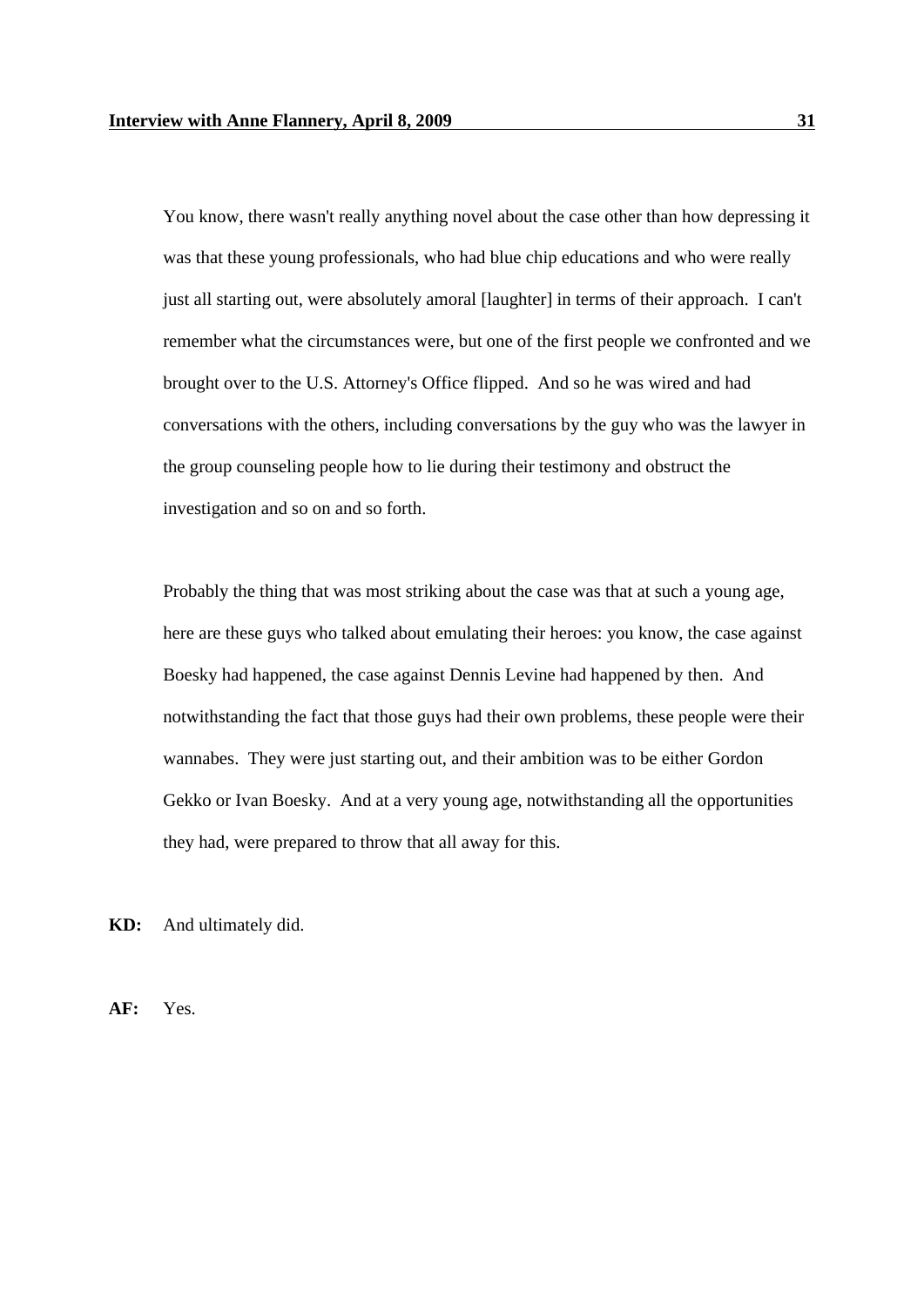You know, there wasn't really anything novel about the case other than how depressing it was that these young professionals, who had blue chip educations and who were really just all starting out, were absolutely amoral [laughter] in terms of their approach. I can't remember what the circumstances were, but one of the first people we confronted and we brought over to the U.S. Attorney's Office flipped. And so he was wired and had conversations with the others, including conversations by the guy who was the lawyer in the group counseling people how to lie during their testimony and obstruct the investigation and so on and so forth.

Probably the thing that was most striking about the case was that at such a young age, here are these guys who talked about emulating their heroes: you know, the case against Boesky had happened, the case against Dennis Levine had happened by then. And notwithstanding the fact that those guys had their own problems, these people were their wannabes. They were just starting out, and their ambition was to be either Gordon Gekko or Ivan Boesky. And at a very young age, notwithstanding all the opportunities they had, were prepared to throw that all away for this.

**KD:** And ultimately did.

**AF:** Yes.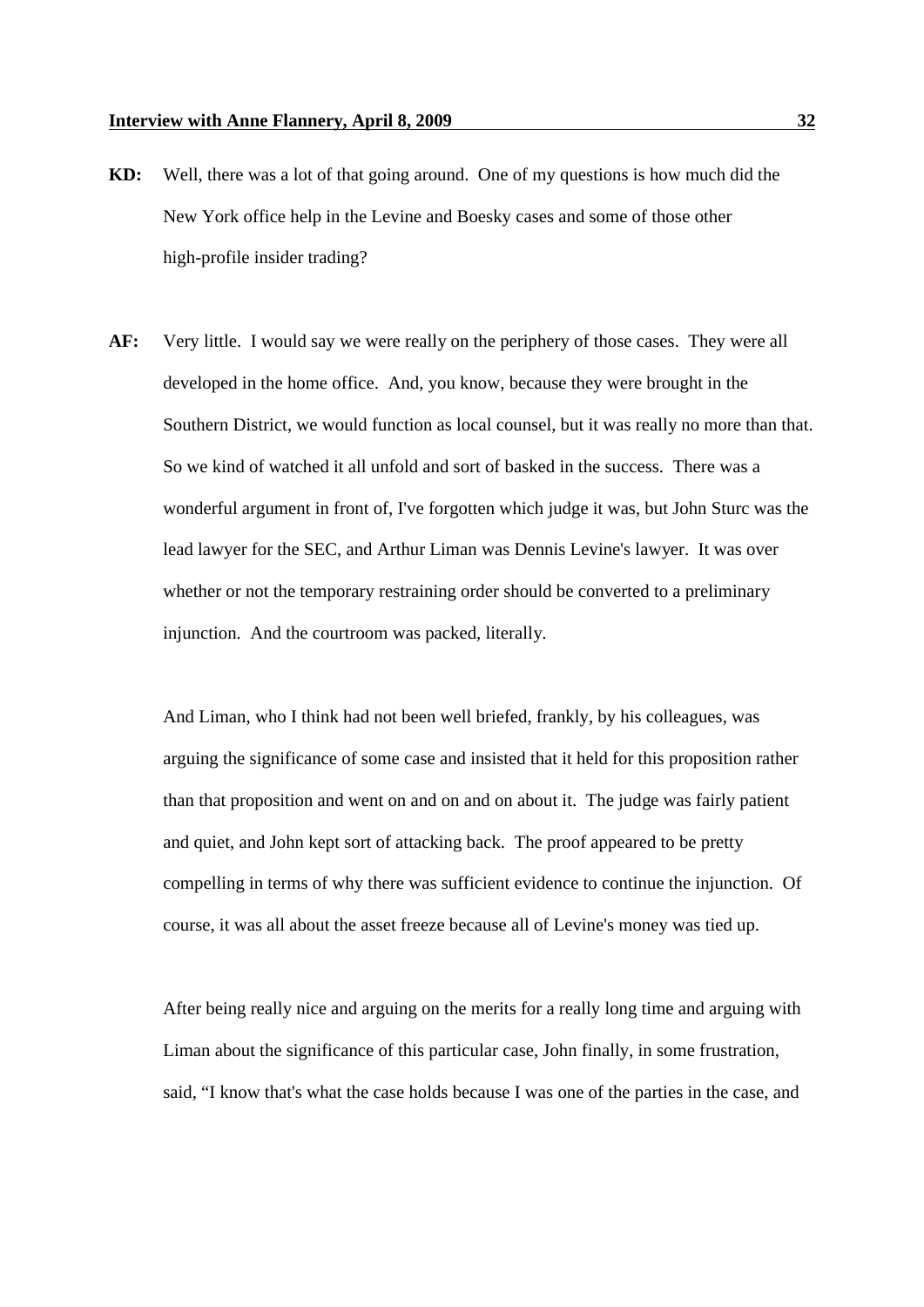**KD:** Well, there was a lot of that going around. One of my questions is how much did the New York office help in the Levine and Boesky cases and some of those other high-profile insider trading?

**AF:** Very little. I would say we were really on the periphery of those cases. They were all developed in the home office. And, you know, because they were brought in the Southern District, we would function as local counsel, but it was really no more than that. So we kind of watched it all unfold and sort of basked in the success. There was a wonderful argument in front of, I've forgotten which judge it was, but John Sturc was the lead lawyer for the SEC, and Arthur Liman was Dennis Levine's lawyer. It was over whether or not the temporary restraining order should be converted to a preliminary injunction. And the courtroom was packed, literally.

And Liman, who I think had not been well briefed, frankly, by his colleagues, was arguing the significance of some case and insisted that it held for this proposition rather than that proposition and went on and on and on about it. The judge was fairly patient and quiet, and John kept sort of attacking back. The proof appeared to be pretty compelling in terms of why there was sufficient evidence to continue the injunction. Of course, it was all about the asset freeze because all of Levine's money was tied up.

After being really nice and arguing on the merits for a really long time and arguing with Liman about the significance of this particular case, John finally, in some frustration, said, "I know that's what the case holds because I was one of the parties in the case, and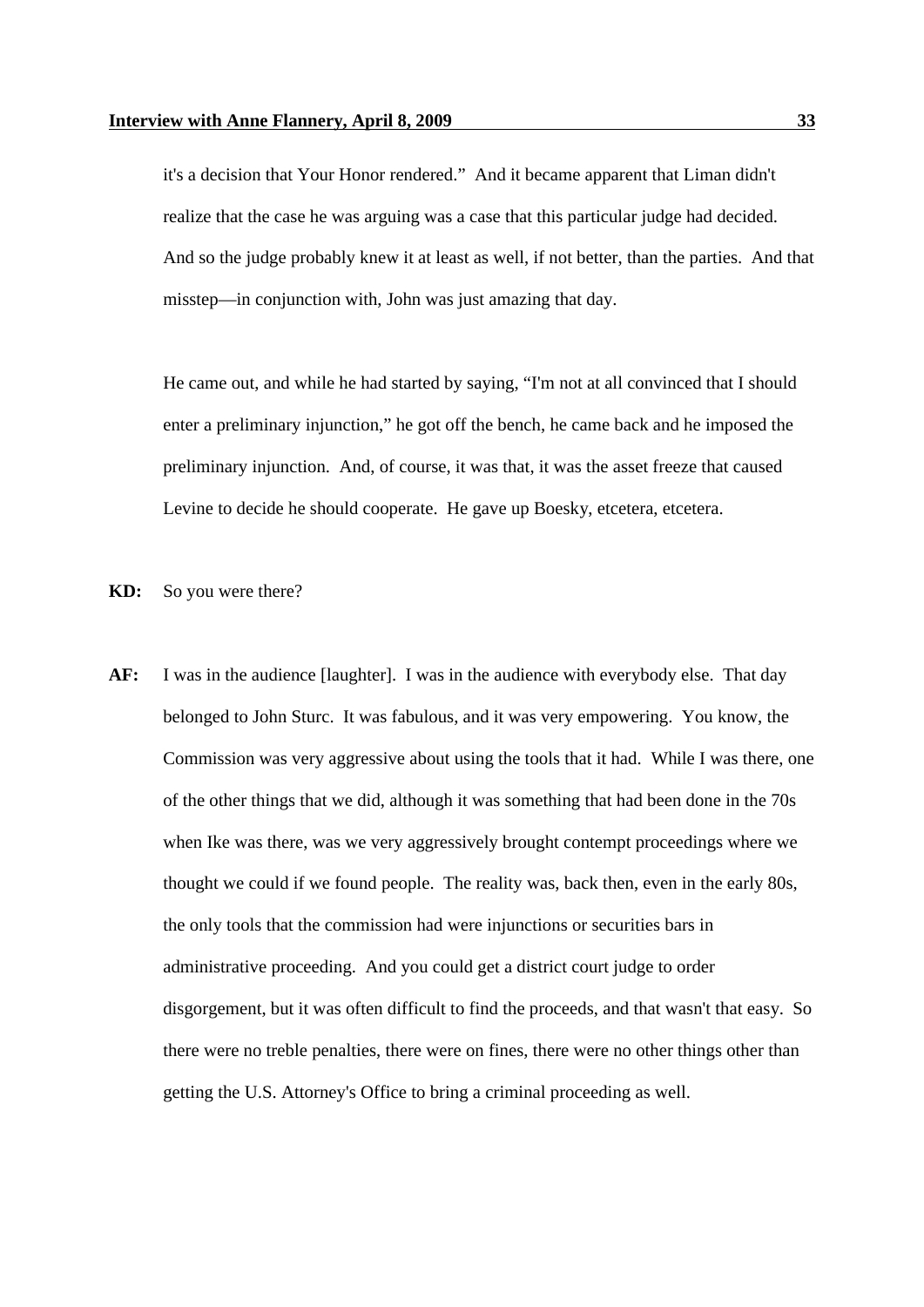it's a decision that Your Honor rendered." And it became apparent that Liman didn't realize that the case he was arguing was a case that this particular judge had decided. And so the judge probably knew it at least as well, if not better, than the parties. And that misstep—in conjunction with, John was just amazing that day.

He came out, and while he had started by saying, "I'm not at all convinced that I should enter a preliminary injunction," he got off the bench, he came back and he imposed the preliminary injunction. And, of course, it was that, it was the asset freeze that caused Levine to decide he should cooperate. He gave up Boesky, etcetera, etcetera.

**KD:** So you were there?

**AF:** I was in the audience [laughter]. I was in the audience with everybody else. That day belonged to John Sturc. It was fabulous, and it was very empowering. You know, the Commission was very aggressive about using the tools that it had. While I was there, one of the other things that we did, although it was something that had been done in the 70s when Ike was there, was we very aggressively brought contempt proceedings where we thought we could if we found people. The reality was, back then, even in the early 80s, the only tools that the commission had were injunctions or securities bars in administrative proceeding. And you could get a district court judge to order disgorgement, but it was often difficult to find the proceeds, and that wasn't that easy. So there were no treble penalties, there were on fines, there were no other things other than getting the U.S. Attorney's Office to bring a criminal proceeding as well.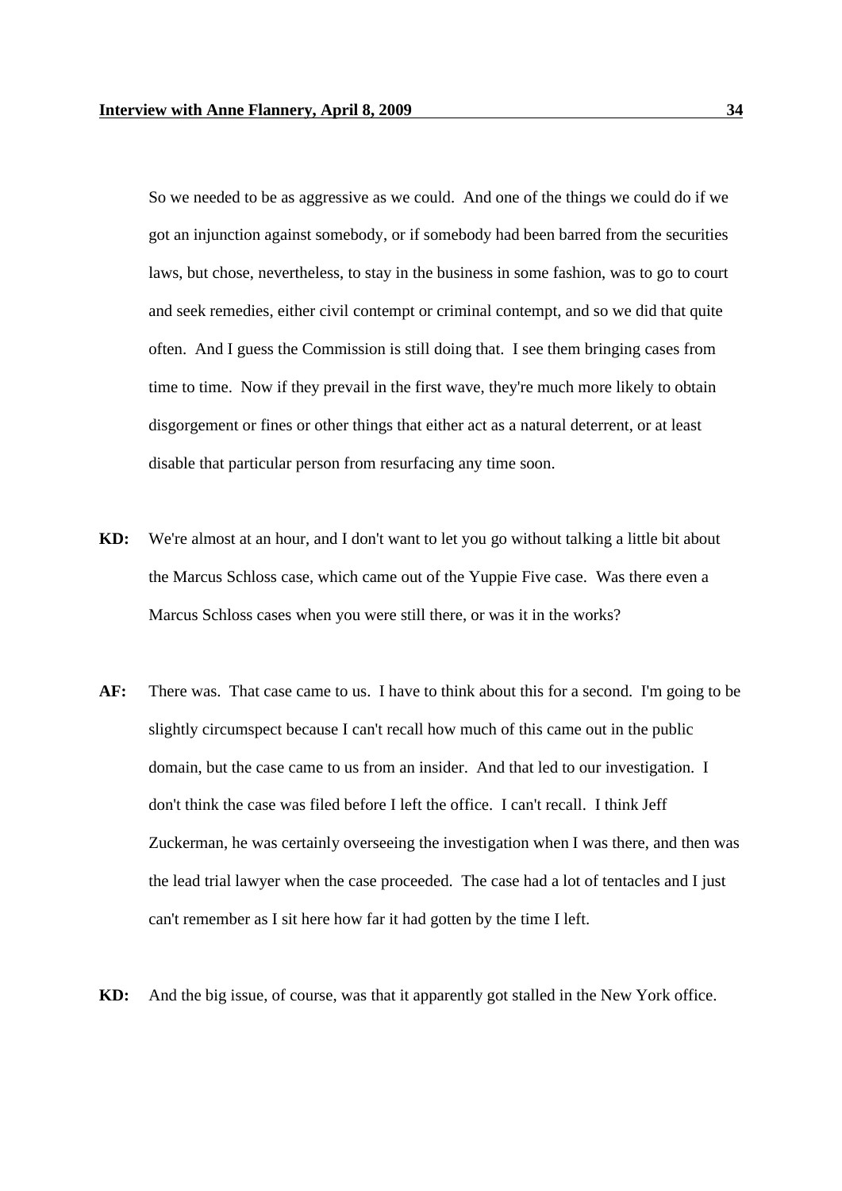So we needed to be as aggressive as we could. And one of the things we could do if we got an injunction against somebody, or if somebody had been barred from the securities laws, but chose, nevertheless, to stay in the business in some fashion, was to go to court and seek remedies, either civil contempt or criminal contempt, and so we did that quite often. And I guess the Commission is still doing that. I see them bringing cases from time to time. Now if they prevail in the first wave, they're much more likely to obtain disgorgement or fines or other things that either act as a natural deterrent, or at least disable that particular person from resurfacing any time soon.

**KD:** We're almost at an hour, and I don't want to let you go without talking a little bit about the Marcus Schloss case, which came out of the Yuppie Five case. Was there even a Marcus Schloss cases when you were still there, or was it in the works?

**AF:** There was. That case came to us. I have to think about this for a second. I'm going to be slightly circumspect because I can't recall how much of this came out in the public domain, but the case came to us from an insider. And that led to our investigation. I don't think the case was filed before I left the office. I can't recall. I think Jeff Zuckerman, he was certainly overseeing the investigation when I was there, and then was the lead trial lawyer when the case proceeded. The case had a lot of tentacles and I just can't remember as I sit here how far it had gotten by the time I left.

**KD:** And the big issue, of course, was that it apparently got stalled in the New York office.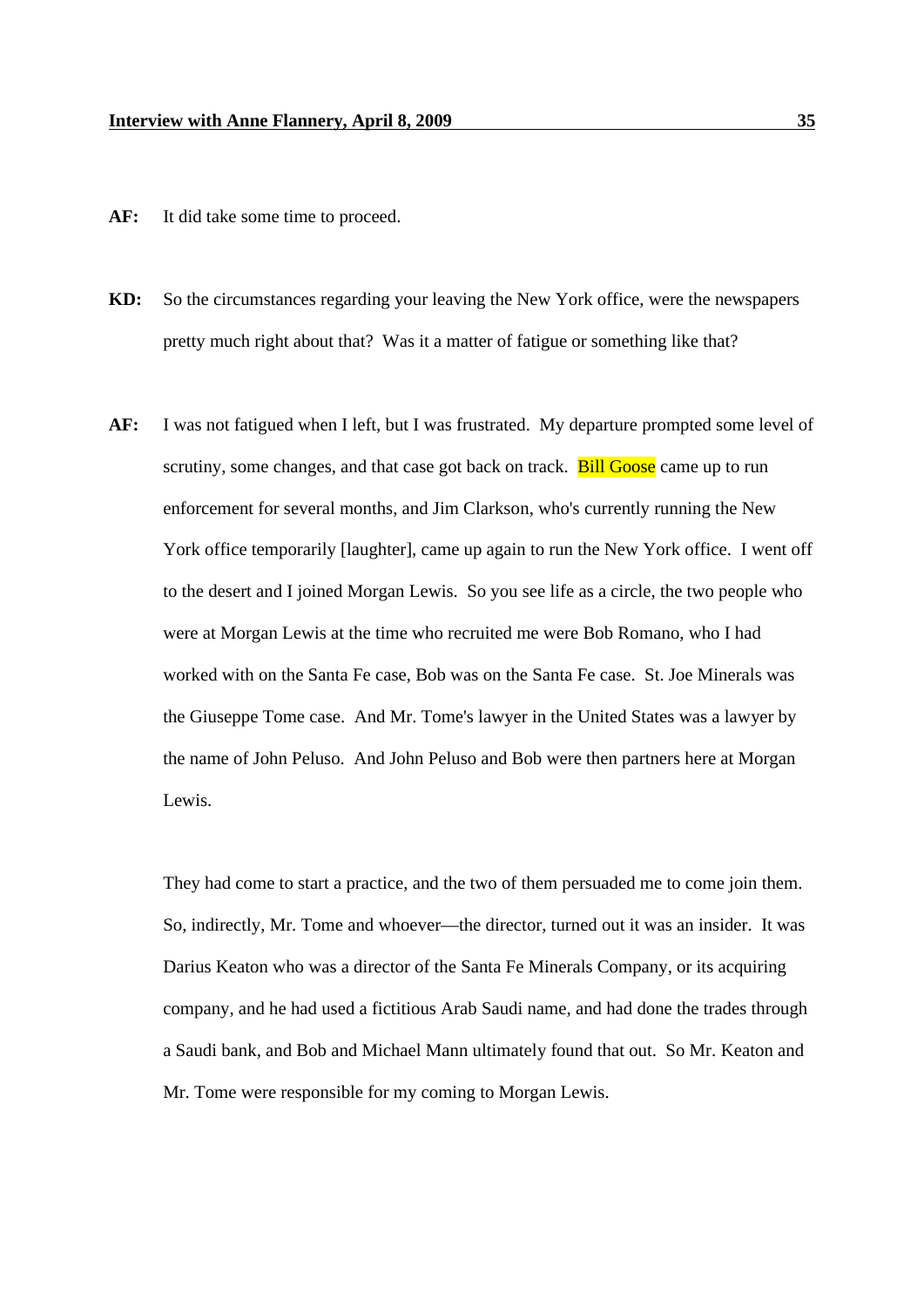**AF:** It did take some time to proceed.

**KD:** So the circumstances regarding your leaving the New York office, were the newspapers pretty much right about that? Was it a matter of fatigue or something like that?

**AF:** I was not fatigued when I left, but I was frustrated. My departure prompted some level of scrutiny, some changes, and that case got back on track. Bill Goose came up to run enforcement for several months, and Jim Clarkson, who's currently running the New York office temporarily [laughter], came up again to run the New York office. I went off to the desert and I joined Morgan Lewis. So you see life as a circle, the two people who were at Morgan Lewis at the time who recruited me were Bob Romano, who I had worked with on the Santa Fe case, Bob was on the Santa Fe case. St. Joe Minerals was the Giuseppe Tome case. And Mr. Tome's lawyer in the United States was a lawyer by the name of John Peluso. And John Peluso and Bob were then partners here at Morgan Lewis.

They had come to start a practice, and the two of them persuaded me to come join them. So, indirectly, Mr. Tome and whoever—the director, turned out it was an insider. It was Darius Keaton who was a director of the Santa Fe Minerals Company, or its acquiring company, and he had used a fictitious Arab Saudi name, and had done the trades through a Saudi bank, and Bob and Michael Mann ultimately found that out. So Mr. Keaton and Mr. Tome were responsible for my coming to Morgan Lewis.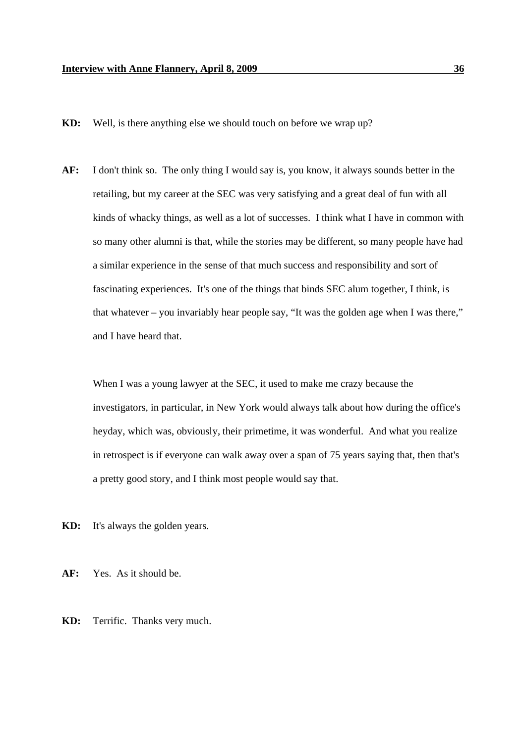**KD:** Well, is there anything else we should touch on before we wrap up?

**AF:** I don't think so. The only thing I would say is, you know, it always sounds better in the retailing, but my career at the SEC was very satisfying and a great deal of fun with all kinds of whacky things, as well as a lot of successes. I think what I have in common with so many other alumni is that, while the stories may be different, so many people have had a similar experience in the sense of that much success and responsibility and sort of fascinating experiences. It's one of the things that binds SEC alum together, I think, is that whatever – you invariably hear people say, "It was the golden age when I was there," and I have heard that.

When I was a young lawyer at the SEC, it used to make me crazy because the investigators, in particular, in New York would always talk about how during the office's heyday, which was, obviously, their primetime, it was wonderful. And what you realize in retrospect is if everyone can walk away over a span of 75 years saying that, then that's a pretty good story, and I think most people would say that.

**KD:** It's always the golden years.

**AF:** Yes. As it should be.

**KD:** Terrific. Thanks very much.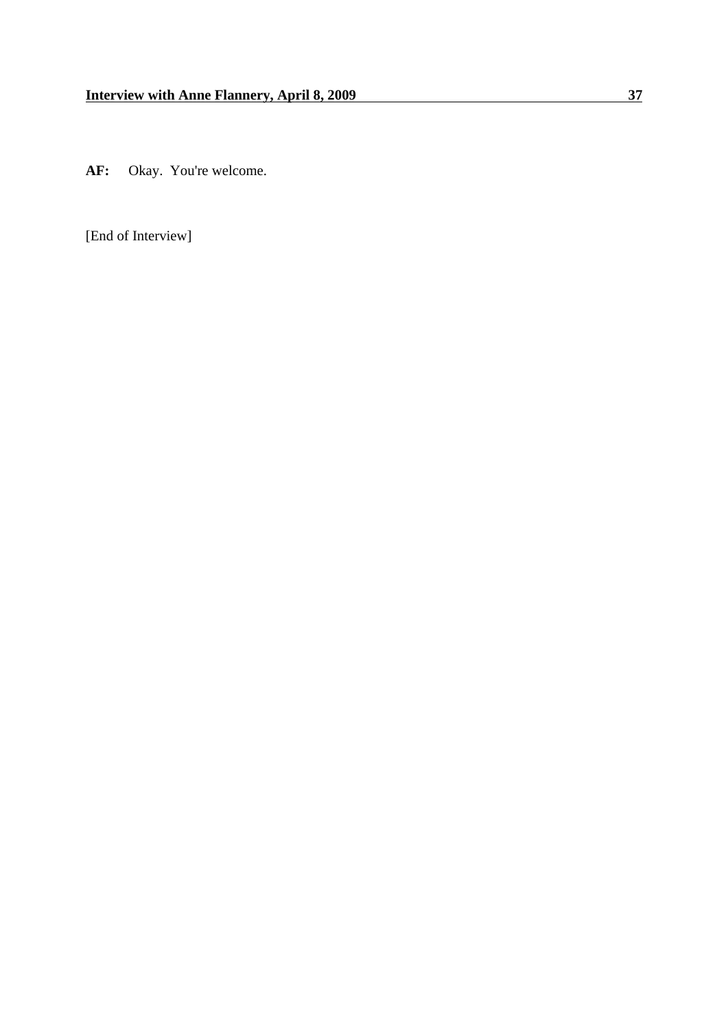**AF:** Okay. You're welcome.

[End of Interview]